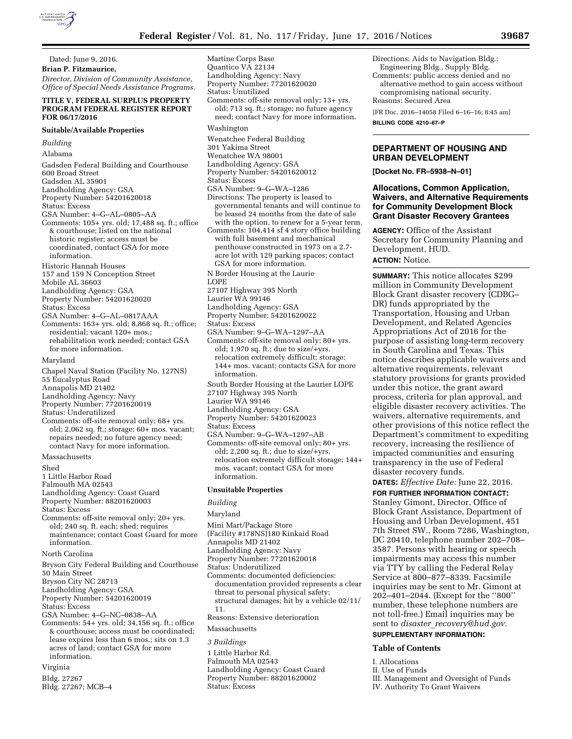Dated: June 9, 2016.

**Brian P. Fitzmaurice,**

*Director, Division of Community Assistance, Office of Special Needs Assistance Programs.*

**TITLE V, FEDERAL SURPLUS PROPERTY PROGRAM FEDERAL REGISTER REPORT FOR 06/17/2016**

**Suitable/Available Properties**

*Building*

Alabama

Gadsden Federal Building and Courthouse
600 Broad Street
Gadsden AL 35901
Landholding Agency: GSA
Property Number: 54201620018
Status: Excess
GSA Number: 4–G–AL–0805–AA
Comments: 105+ yrs. old; 17,488 sq. ft.; office & courthouse; listed on the national historic register; access must be coordinated, contact GSA for more information.

Historic Hannah Houses
157 and 159 N Conception Street
Mobile AL 36603
Landholding Agency: GSA
Property Number: 54201620020
Status: Excess
GSA Number: 4–G–AL–0817AAA
Comments: 163+ yrs. old; 8,868 sq. ft.; office; residential; vacant 120+ mos.; rehabilitation work needed; contact GSA for more information.

Maryland

Chapel Naval Station (Facility No. 127NS)
55 Eucalyptus Road
Annapolis MD 21402
Landholding Agency: Navy
Property Number: 77201620019
Status: Underutilized
Comments: off-site removal only; 68+ yrs. old; 2,062 sq. ft.; storage; 60+ mos. vacant; repairs needed; no future agency need; contact Navy for more information.

Massachusetts

Shed
1 Little Harbor Road
Falmouth MA 02543
Landholding Agency: Coast Guard
Property Number: 88201620003
Status: Excess
Comments: off-site removal only; 20+ yrs. old; 240 sq. ft. each; shed; requires maintenance; contact Coast Guard for more information.

North Carolina

Bryson City Federal Building and Courthouse
50 Main Street
Bryson City NC 28713
Landholding Agency: GSA
Property Number: 54201620019
Status: Excess
GSA Number: 4–G–NC–0838–AA
Comments: 54+ yrs. old; 34,156 sq. ft.; office & courthouse; access must be coordinated; lease expires less than 6 mos.; sits on 1.3 acres of land; contact GSA for more information.

Virginia

Bldg. 27267
Bldg. 27267; MCB–4
Martine Corps Base
Quantico VA 22134
Landholding Agency: Navy
Property Number: 77201620020
Status: Unutilized
Comments: off-site removal only; 13+ yrs. old; 713 sq. ft.; storage; no future agency need; contact Navy for more information.

Washington

Wenatchee Federal Building
301 Yakima Street
Wenatchee WA 98001
Landholding Agency: GSA
Property Number: 54201620012
Status: Excess
GSA Number: 9–G–WA–1286
Directions: The property is leased to governmental tenants and will continue to be leased 24 months from the date of sale with the option, to renew for a 5-year term.
Comments: 104,414 sf 4 story office building with full basement and mechanical penthouse constructed in 1973 on a 2.7-acre lot with 129 parking spaces; contact GSA for more information.

N Border Housing at the Laurie LOPE
27107 Highway 395 North
Laurier WA 99146
Landholding Agency: GSA
Property Number: 54201620022
Status: Excess
GSA Number: 9–G–WA–1297–AA
Comments: off-site removal only; 80+ yrs. old; 1,970 sq. ft.; due to size/+yrs. relocation extremely difficult; storage; 144+ mos. vacant; contacts GSA for more information.

South Border Housing at the Laurier LOPE
27107 Highway 395 North
Laurier WA 99146
Landholding Agency: GSA
Property Number: 54201620023
Status: Excess
GSA Number: 9–G–WA–1297–AB
Comments: off-site removal only; 80+ yrs. old; 2,200 sq. ft.; due to size/+yrs. relocation extremely difficult storage; 144+ mos. vacant; contact GSA for more information.

**Unsuitable Properties**

*Building*

Maryland

Mini Mart/Package Store
(Facility #178NS)180 Kinkaid Road
Annapolis MD 21402
Landholding Agency: Navy
Property Number: 77201620018
Status: Underutilized
Comments: documented deficiencies: documentation provided represents a clear threat to personal physical safety; structural damages; hit by a vehicle 02/11/11.
Reasons: Extensive deterioration

Massachusetts

*3 Buildings*

1 Little Harbor Rd.
Falmouth MA 02543
Landholding Agency: Coast Guard
Property Number: 88201620002
Status: Excess
Directions: Aids to Navigation Bldg.; Engineering Bldg., Supply Bldg.
Comments: public access denied and no alternative method to gain access without compromising national security.
Reasons: Secured Area

[FR Doc. 2016–14058 Filed 6–16–16; 8:45 am]

**BILLING CODE 4210–67–P**

## DEPARTMENT OF HOUSING AND URBAN DEVELOPMENT

**[Docket No. FR–5938–N–01]**

## Allocations, Common Application, Waivers, and Alternative Requirements for Community Development Block Grant Disaster Recovery Grantees

**AGENCY:** Office of the Assistant Secretary for Community Planning and Development, HUD.

**ACTION:** Notice.

**SUMMARY:** This notice allocates $299 million in Community Development Block Grant disaster recovery (CDBG–DR) funds appropriated by the Transportation, Housing and Urban Development, and Related Agencies Appropriations Act of 2016 for the purpose of assisting long-term recovery in South Carolina and Texas. This notice describes applicable waivers and alternative requirements, relevant statutory provisions for grants provided under this notice, the grant award process, criteria for plan approval, and eligible disaster recovery activities. The waivers, alternative requirements, and other provisions of this notice reflect the Department's commitment to expediting recovery, increasing the resilience of impacted communities and ensuring transparency in the use of Federal disaster recovery funds.

**DATES:** *Effective Date:* June 22, 2016.

**FOR FURTHER INFORMATION CONTACT:** Stanley Gimont, Director, Office of Block Grant Assistance, Department of Housing and Urban Development, 451 7th Street SW., Room 7286, Washington, DC 20410, telephone number 202–708–3587. Persons with hearing or speech impairments may access this number via TTY by calling the Federal Relay Service at 800–877–8339. Facsimile inquiries may be sent to Mr. Gimont at 202–401–2044. (Except for the ''800'' number, these telephone numbers are not toll-free.) Email inquiries may be sent to *disaster_recovery@hud.gov*.

**SUPPLEMENTARY INFORMATION:**

### Table of Contents

I. Allocations
II. Use of Funds
III. Management and Oversight of Funds
IV. Authority To Grant Waivers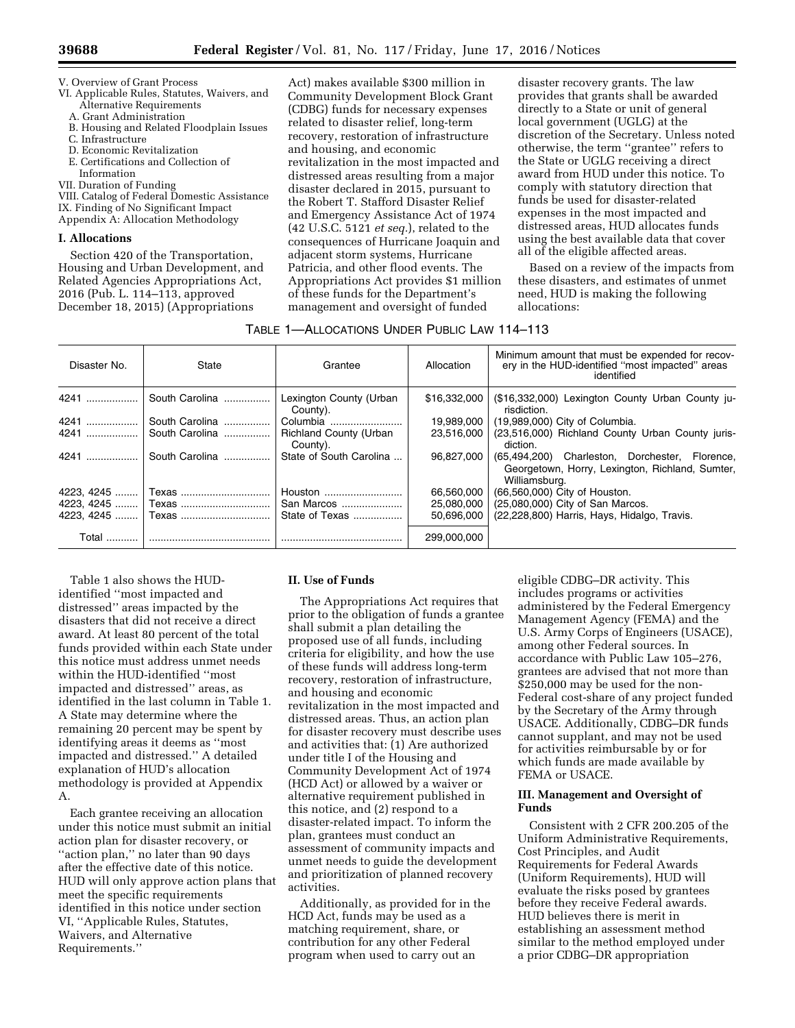V. Overview of Grant Process
VI. Applicable Rules, Statutes, Waivers, and Alternative Requirements
  A. Grant Administration
  B. Housing and Related Floodplain Issues
  C. Infrastructure
  D. Economic Revitalization
  E. Certifications and Collection of Information
VII. Duration of Funding
VIII. Catalog of Federal Domestic Assistance
IX. Finding of No Significant Impact
Appendix A: Allocation Methodology

## I. Allocations

Section 420 of the Transportation, Housing and Urban Development, and Related Agencies Appropriations Act, 2016 (Pub. L. 114–113, approved December 18, 2015) (Appropriations Act) makes available $300 million in Community Development Block Grant (CDBG) funds for necessary expenses related to disaster relief, long-term recovery, restoration of infrastructure and housing, and economic revitalization in the most impacted and distressed areas resulting from a major disaster declared in 2015, pursuant to the Robert T. Stafford Disaster Relief and Emergency Assistance Act of 1974 (42 U.S.C. 5121 *et seq.*), related to the consequences of Hurricane Joaquin and adjacent storm systems, Hurricane Patricia, and other flood events. The Appropriations Act provides $1 million of these funds for the Department's management and oversight of funded disaster recovery grants. The law provides that grants shall be awarded directly to a State or unit of general local government (UGLG) at the discretion of the Secretary. Unless noted otherwise, the term ''grantee'' refers to the State or UGLG receiving a direct award from HUD under this notice. To comply with statutory direction that funds be used for disaster-related expenses in the most impacted and distressed areas, HUD allocates funds using the best available data that cover all of the eligible affected areas.

Based on a review of the impacts from these disasters, and estimates of unmet need, HUD is making the following allocations:

TABLE 1—ALLOCATIONS UNDER PUBLIC LAW 114–113

| Disaster No. | State | Grantee | Allocation | Minimum amount that must be expended for recovery in the HUD-identified ''most impacted'' areas identified |
|---|---|---|---|---|
| 4241 | South Carolina | Lexington County (Urban County). | $16,332,000 | ($16,332,000) Lexington County Urban County jurisdiction. |
| 4241 | South Carolina | Columbia | 19,989,000 | (19,989,000) City of Columbia. |
| 4241 | South Carolina | Richland County (Urban County). | 23,516,000 | (23,516,000) Richland County Urban County jurisdiction. |
| 4241 | South Carolina | State of South Carolina | 96,827,000 | (65,494,200) Charleston, Dorchester, Florence, Georgetown, Horry, Lexington, Richland, Sumter, Williamsburg. |
| 4223, 4245 | Texas | Houston | 66,560,000 | (66,560,000) City of Houston. |
| 4223, 4245 | Texas | San Marcos | 25,080,000 | (25,080,000) City of San Marcos. |
| 4223, 4245 | Texas | State of Texas | 50,696,000 | (22,228,800) Harris, Hays, Hidalgo, Travis. |
| Total | | | 299,000,000 | |

Table 1 also shows the HUD-identified ''most impacted and distressed'' areas impacted by the disasters that did not receive a direct award. At least 80 percent of the total funds provided within each State under this notice must address unmet needs within the HUD-identified ''most impacted and distressed'' areas, as identified in the last column in Table 1. A State may determine where the remaining 20 percent may be spent by identifying areas it deems as ''most impacted and distressed.'' A detailed explanation of HUD's allocation methodology is provided at Appendix A.

Each grantee receiving an allocation under this notice must submit an initial action plan for disaster recovery, or ''action plan,'' no later than 90 days after the effective date of this notice. HUD will only approve action plans that meet the specific requirements identified in this notice under section VI, ''Applicable Rules, Statutes, Waivers, and Alternative Requirements.''

## II. Use of Funds

The Appropriations Act requires that prior to the obligation of funds a grantee shall submit a plan detailing the proposed use of all funds, including criteria for eligibility, and how the use of these funds will address long-term recovery, restoration of infrastructure, and housing and economic revitalization in the most impacted and distressed areas. Thus, an action plan for disaster recovery must describe uses and activities that: (1) Are authorized under title I of the Housing and Community Development Act of 1974 (HCD Act) or allowed by a waiver or alternative requirement published in this notice, and (2) respond to a disaster-related impact. To inform the plan, grantees must conduct an assessment of community impacts and unmet needs to guide the development and prioritization of planned recovery activities.

Additionally, as provided for in the HCD Act, funds may be used as a matching requirement, share, or contribution for any other Federal program when used to carry out an eligible CDBG–DR activity. This includes programs or activities administered by the Federal Emergency Management Agency (FEMA) and the U.S. Army Corps of Engineers (USACE), among other Federal sources. In accordance with Public Law 105–276, grantees are advised that not more than $250,000 may be used for the non-Federal cost-share of any project funded by the Secretary of the Army through USACE. Additionally, CDBG–DR funds cannot supplant, and may not be used for activities reimbursable by or for which funds are made available by FEMA or USACE.

## III. Management and Oversight of Funds

Consistent with 2 CFR 200.205 of the Uniform Administrative Requirements, Cost Principles, and Audit Requirements for Federal Awards (Uniform Requirements), HUD will evaluate the risks posed by grantees before they receive Federal awards. HUD believes there is merit in establishing an assessment method similar to the method employed under a prior CDBG–DR appropriation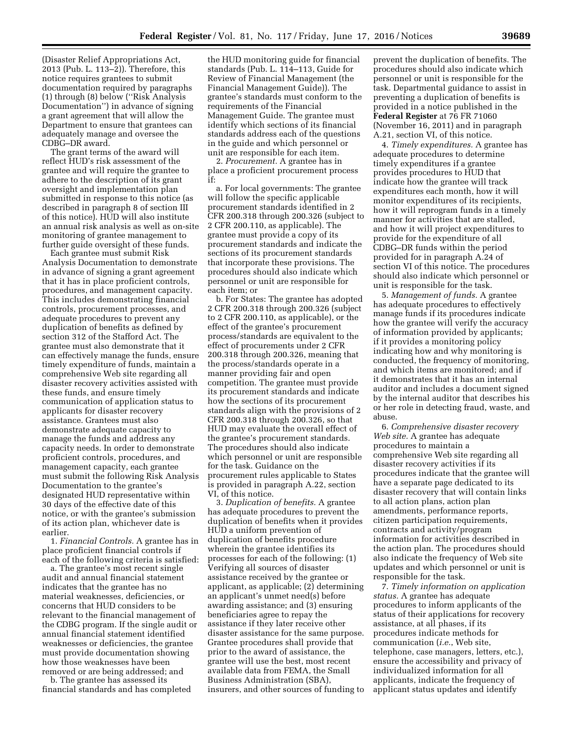(Disaster Relief Appropriations Act, 2013 (Pub. L. 113–2)). Therefore, this notice requires grantees to submit documentation required by paragraphs (1) through (8) below (''Risk Analysis Documentation'') in advance of signing a grant agreement that will allow the Department to ensure that grantees can adequately manage and oversee the CDBG–DR award.

The grant terms of the award will reflect HUD's risk assessment of the grantee and will require the grantee to adhere to the description of its grant oversight and implementation plan submitted in response to this notice (as described in paragraph 8 of section III of this notice). HUD will also institute an annual risk analysis as well as on-site monitoring of grantee management to further guide oversight of these funds.

Each grantee must submit Risk Analysis Documentation to demonstrate in advance of signing a grant agreement that it has in place proficient controls, procedures, and management capacity. This includes demonstrating financial controls, procurement processes, and adequate procedures to prevent any duplication of benefits as defined by section 312 of the Stafford Act. The grantee must also demonstrate that it can effectively manage the funds, ensure timely expenditure of funds, maintain a comprehensive Web site regarding all disaster recovery activities assisted with these funds, and ensure timely communication of application status to applicants for disaster recovery assistance. Grantees must also demonstrate adequate capacity to manage the funds and address any capacity needs. In order to demonstrate proficient controls, procedures, and management capacity, each grantee must submit the following Risk Analysis Documentation to the grantee's designated HUD representative within 30 days of the effective date of this notice, or with the grantee's submission of its action plan, whichever date is earlier.

1. *Financial Controls.* A grantee has in place proficient financial controls if each of the following criteria is satisfied:

a. The grantee's most recent single audit and annual financial statement indicates that the grantee has no material weaknesses, deficiencies, or concerns that HUD considers to be relevant to the financial management of the CDBG program. If the single audit or annual financial statement identified weaknesses or deficiencies, the grantee must provide documentation showing how those weaknesses have been removed or are being addressed; and

b. The grantee has assessed its financial standards and has completed the HUD monitoring guide for financial standards (Pub. L. 114–113, Guide for Review of Financial Management (the Financial Management Guide)). The grantee's standards must conform to the requirements of the Financial Management Guide. The grantee must identify which sections of its financial standards address each of the questions in the guide and which personnel or unit are responsible for each item.

2. *Procurement.* A grantee has in place a proficient procurement process if:

a. For local governments: The grantee will follow the specific applicable procurement standards identified in 2 CFR 200.318 through 200.326 (subject to 2 CFR 200.110, as applicable). The grantee must provide a copy of its procurement standards and indicate the sections of its procurement standards that incorporate these provisions. The procedures should also indicate which personnel or unit are responsible for each item; or

b. For States: The grantee has adopted 2 CFR 200.318 through 200.326 (subject to 2 CFR 200.110, as applicable), or the effect of the grantee's procurement process/standards are equivalent to the effect of procurements under 2 CFR 200.318 through 200.326, meaning that the process/standards operate in a manner providing fair and open competition. The grantee must provide its procurement standards and indicate how the sections of its procurement standards align with the provisions of 2 CFR 200.318 through 200.326, so that HUD may evaluate the overall effect of the grantee's procurement standards. The procedures should also indicate which personnel or unit are responsible for the task. Guidance on the procurement rules applicable to States is provided in paragraph A.22, section VI, of this notice.

3. *Duplication of benefits.* A grantee has adequate procedures to prevent the duplication of benefits when it provides HUD a uniform prevention of duplication of benefits procedure wherein the grantee identifies its processes for each of the following: (1) Verifying all sources of disaster assistance received by the grantee or applicant, as applicable; (2) determining an applicant's unmet need(s) before awarding assistance; and (3) ensuring beneficiaries agree to repay the assistance if they later receive other disaster assistance for the same purpose. Grantee procedures shall provide that prior to the award of assistance, the grantee will use the best, most recent available data from FEMA, the Small Business Administration (SBA), insurers, and other sources of funding to prevent the duplication of benefits. The procedures should also indicate which personnel or unit is responsible for the task. Departmental guidance to assist in preventing a duplication of benefits is provided in a notice published in the **Federal Register** at 76 FR 71060 (November 16, 2011) and in paragraph A.21, section VI, of this notice.

4. *Timely expenditures.* A grantee has adequate procedures to determine timely expenditures if a grantee provides procedures to HUD that indicate how the grantee will track expenditures each month, how it will monitor expenditures of its recipients, how it will reprogram funds in a timely manner for activities that are stalled, and how it will project expenditures to provide for the expenditure of all CDBG–DR funds within the period provided for in paragraph A.24 of section VI of this notice. The procedures should also indicate which personnel or unit is responsible for the task.

5. *Management of funds.* A grantee has adequate procedures to effectively manage funds if its procedures indicate how the grantee will verify the accuracy of information provided by applicants; if it provides a monitoring policy indicating how and why monitoring is conducted, the frequency of monitoring, and which items are monitored; and if it demonstrates that it has an internal auditor and includes a document signed by the internal auditor that describes his or her role in detecting fraud, waste, and abuse.

6. *Comprehensive disaster recovery Web site.* A grantee has adequate procedures to maintain a comprehensive Web site regarding all disaster recovery activities if its procedures indicate that the grantee will have a separate page dedicated to its disaster recovery that will contain links to all action plans, action plan amendments, performance reports, citizen participation requirements, contracts and activity/program information for activities described in the action plan. The procedures should also indicate the frequency of Web site updates and which personnel or unit is responsible for the task.

7. *Timely information on application status.* A grantee has adequate procedures to inform applicants of the status of their applications for recovery assistance, at all phases, if its procedures indicate methods for communication (*i.e.*, Web site, telephone, case managers, letters, etc.), ensure the accessibility and privacy of individualized information for all applicants, indicate the frequency of applicant status updates and identify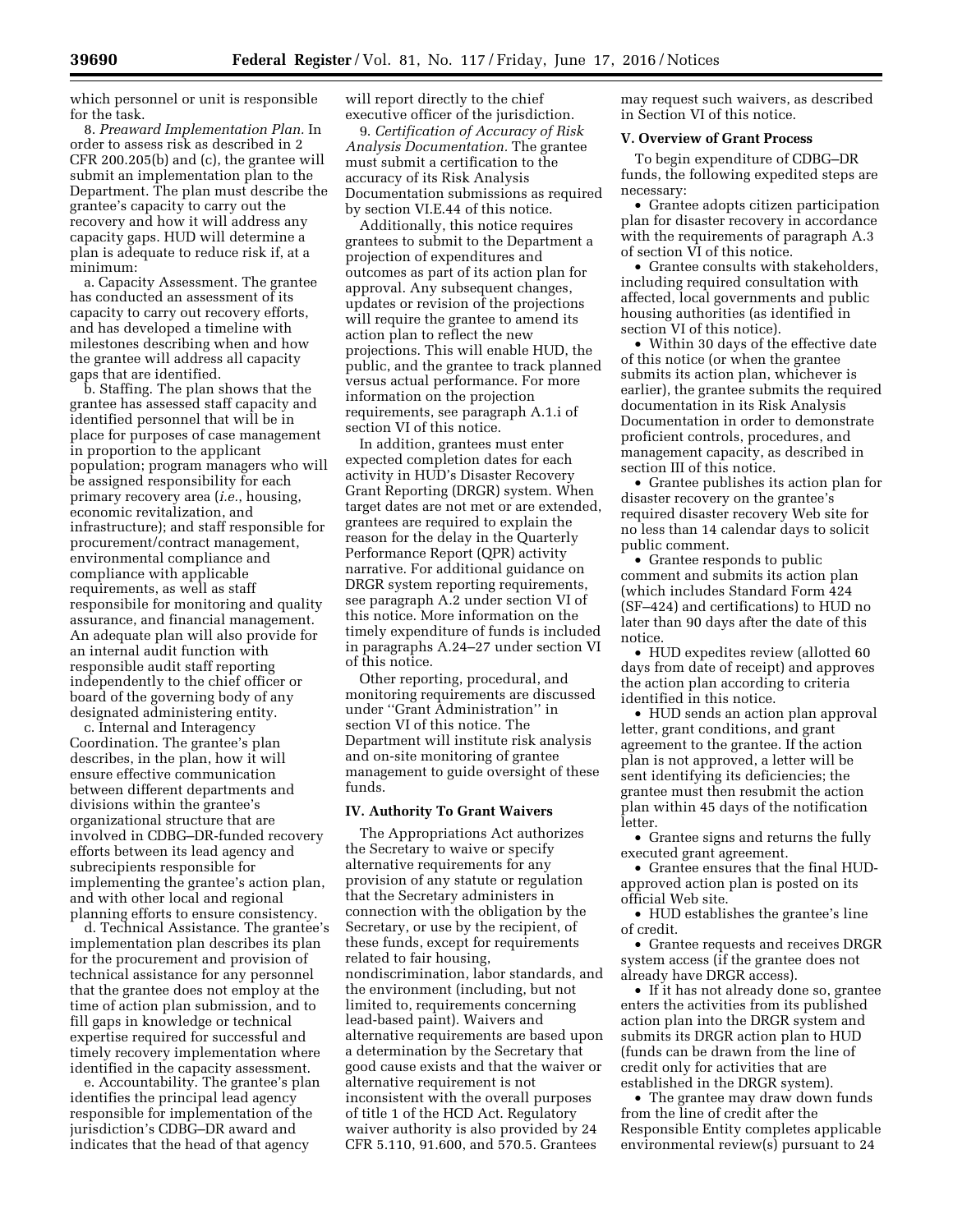which personnel or unit is responsible for the task.

8. *Preaward Implementation Plan.* In order to assess risk as described in 2 CFR 200.205(b) and (c), the grantee will submit an implementation plan to the Department. The plan must describe the grantee's capacity to carry out the recovery and how it will address any capacity gaps. HUD will determine a plan is adequate to reduce risk if, at a minimum:

a. Capacity Assessment. The grantee has conducted an assessment of its capacity to carry out recovery efforts, and has developed a timeline with milestones describing when and how the grantee will address all capacity gaps that are identified.

b. Staffing. The plan shows that the grantee has assessed staff capacity and identified personnel that will be in place for purposes of case management in proportion to the applicant population; program managers who will be assigned responsibility for each primary recovery area (*i.e.*, housing, economic revitalization, and infrastructure); and staff responsible for procurement/contract management, environmental compliance and compliance with applicable requirements, as well as staff responsibile for monitoring and quality assurance, and financial management. An adequate plan will also provide for an internal audit function with responsible audit staff reporting independently to the chief officer or board of the governing body of any designated administering entity.

c. Internal and Interagency Coordination. The grantee's plan describes, in the plan, how it will ensure effective communication between different departments and divisions within the grantee's organizational structure that are involved in CDBG–DR-funded recovery efforts between its lead agency and subrecipients responsible for implementing the grantee's action plan, and with other local and regional planning efforts to ensure consistency.

d. Technical Assistance. The grantee's implementation plan describes its plan for the procurement and provision of technical assistance for any personnel that the grantee does not employ at the time of action plan submission, and to fill gaps in knowledge or technical expertise required for successful and timely recovery implementation where identified in the capacity assessment.

e. Accountability. The grantee's plan identifies the principal lead agency responsible for implementation of the jurisdiction's CDBG–DR award and indicates that the head of that agency will report directly to the chief executive officer of the jurisdiction.

9. *Certification of Accuracy of Risk Analysis Documentation.* The grantee must submit a certification to the accuracy of its Risk Analysis Documentation submissions as required by section VI.E.44 of this notice.

Additionally, this notice requires grantees to submit to the Department a projection of expenditures and outcomes as part of its action plan for approval. Any subsequent changes, updates or revision of the projections will require the grantee to amend its action plan to reflect the new projections. This will enable HUD, the public, and the grantee to track planned versus actual performance. For more information on the projection requirements, see paragraph A.1.i of section VI of this notice.

In addition, grantees must enter expected completion dates for each activity in HUD's Disaster Recovery Grant Reporting (DRGR) system. When target dates are not met or are extended, grantees are required to explain the reason for the delay in the Quarterly Performance Report (QPR) activity narrative. For additional guidance on DRGR system reporting requirements, see paragraph A.2 under section VI of this notice. More information on the timely expenditure of funds is included in paragraphs A.24–27 under section VI of this notice.

Other reporting, procedural, and monitoring requirements are discussed under ''Grant Administration'' in section VI of this notice. The Department will institute risk analysis and on-site monitoring of grantee management to guide oversight of these funds.

## IV. Authority To Grant Waivers

The Appropriations Act authorizes the Secretary to waive or specify alternative requirements for any provision of any statute or regulation that the Secretary administers in connection with the obligation by the Secretary, or use by the recipient, of these funds, except for requirements related to fair housing, nondiscrimination, labor standards, and the environment (including, but not limited to, requirements concerning lead-based paint). Waivers and alternative requirements are based upon a determination by the Secretary that good cause exists and that the waiver or alternative requirement is not inconsistent with the overall purposes of title 1 of the HCD Act. Regulatory waiver authority is also provided by 24 CFR 5.110, 91.600, and 570.5. Grantees may request such waivers, as described in Section VI of this notice.

## V. Overview of Grant Process

To begin expenditure of CDBG–DR funds, the following expedited steps are necessary:

- Grantee adopts citizen participation plan for disaster recovery in accordance with the requirements of paragraph A.3 of section VI of this notice.
- Grantee consults with stakeholders, including required consultation with affected, local governments and public housing authorities (as identified in section VI of this notice).
- Within 30 days of the effective date of this notice (or when the grantee submits its action plan, whichever is earlier), the grantee submits the required documentation in its Risk Analysis Documentation in order to demonstrate proficient controls, procedures, and management capacity, as described in section III of this notice.
- Grantee publishes its action plan for disaster recovery on the grantee's required disaster recovery Web site for no less than 14 calendar days to solicit public comment.
- Grantee responds to public comment and submits its action plan (which includes Standard Form 424 (SF–424) and certifications) to HUD no later than 90 days after the date of this notice.
- HUD expedites review (allotted 60 days from date of receipt) and approves the action plan according to criteria identified in this notice.
- HUD sends an action plan approval letter, grant conditions, and grant agreement to the grantee. If the action plan is not approved, a letter will be sent identifying its deficiencies; the grantee must then resubmit the action plan within 45 days of the notification letter.
- Grantee signs and returns the fully executed grant agreement.
- Grantee ensures that the final HUD-approved action plan is posted on its official Web site.
- HUD establishes the grantee's line of credit.
- Grantee requests and receives DRGR system access (if the grantee does not already have DRGR access).
- If it has not already done so, grantee enters the activities from its published action plan into the DRGR system and submits its DRGR action plan to HUD (funds can be drawn from the line of credit only for activities that are established in the DRGR system).
- The grantee may draw down funds from the line of credit after the Responsible Entity completes applicable environmental review(s) pursuant to 24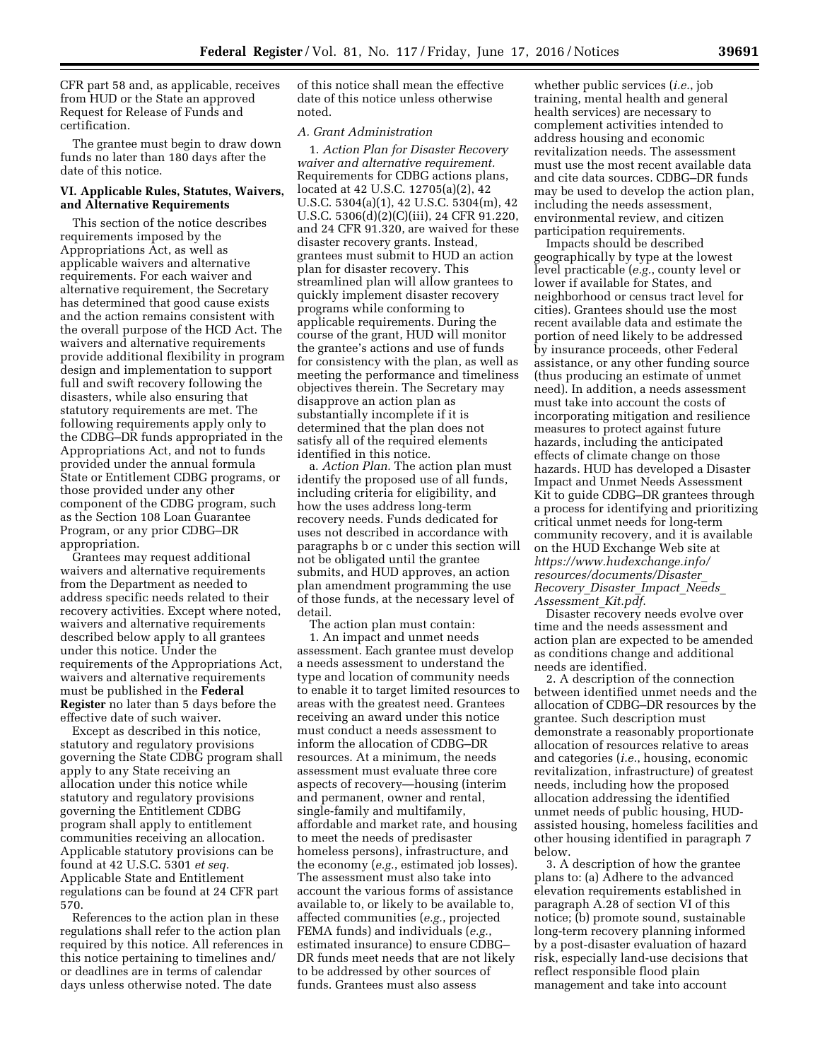CFR part 58 and, as applicable, receives from HUD or the State an approved Request for Release of Funds and certification.

The grantee must begin to draw down funds no later than 180 days after the date of this notice.

### VI. Applicable Rules, Statutes, Waivers, and Alternative Requirements

This section of the notice describes requirements imposed by the Appropriations Act, as well as applicable waivers and alternative requirements. For each waiver and alternative requirement, the Secretary has determined that good cause exists and the action remains consistent with the overall purpose of the HCD Act. The waivers and alternative requirements provide additional flexibility in program design and implementation to support full and swift recovery following the disasters, while also ensuring that statutory requirements are met. The following requirements apply only to the CDBG–DR funds appropriated in the Appropriations Act, and not to funds provided under the annual formula State or Entitlement CDBG programs, or those provided under any other component of the CDBG program, such as the Section 108 Loan Guarantee Program, or any prior CDBG–DR appropriation.

Grantees may request additional waivers and alternative requirements from the Department as needed to address specific needs related to their recovery activities. Except where noted, waivers and alternative requirements described below apply to all grantees under this notice. Under the requirements of the Appropriations Act, waivers and alternative requirements must be published in the **Federal Register** no later than 5 days before the effective date of such waiver.

Except as described in this notice, statutory and regulatory provisions governing the State CDBG program shall apply to any State receiving an allocation under this notice while statutory and regulatory provisions governing the Entitlement CDBG program shall apply to entitlement communities receiving an allocation. Applicable statutory provisions can be found at 42 U.S.C. 5301 *et seq.* Applicable State and Entitlement regulations can be found at 24 CFR part 570.

References to the action plan in these regulations shall refer to the action plan required by this notice. All references in this notice pertaining to timelines and/or deadlines are in terms of calendar days unless otherwise noted. The date of this notice shall mean the effective date of this notice unless otherwise noted.

*A. Grant Administration*

1. *Action Plan for Disaster Recovery waiver and alternative requirement.* Requirements for CDBG actions plans, located at 42 U.S.C. 12705(a)(2), 42 U.S.C. 5304(a)(1), 42 U.S.C. 5304(m), 42 U.S.C. 5306(d)(2)(C)(iii), 24 CFR 91.220, and 24 CFR 91.320, are waived for these disaster recovery grants. Instead, grantees must submit to HUD an action plan for disaster recovery. This streamlined plan will allow grantees to quickly implement disaster recovery programs while conforming to applicable requirements. During the course of the grant, HUD will monitor the grantee's actions and use of funds for consistency with the plan, as well as meeting the performance and timeliness objectives therein. The Secretary may disapprove an action plan as substantially incomplete if it is determined that the plan does not satisfy all of the required elements identified in this notice.

a. *Action Plan.* The action plan must identify the proposed use of all funds, including criteria for eligibility, and how the uses address long-term recovery needs. Funds dedicated for uses not described in accordance with paragraphs b or c under this section will not be obligated until the grantee submits, and HUD approves, an action plan amendment programming the use of those funds, at the necessary level of detail.

The action plan must contain:

1. An impact and unmet needs assessment. Each grantee must develop a needs assessment to understand the type and location of community needs to enable it to target limited resources to areas with the greatest need. Grantees receiving an award under this notice must conduct a needs assessment to inform the allocation of CDBG–DR resources. At a minimum, the needs assessment must evaluate three core aspects of recovery—housing (interim and permanent, owner and rental, single-family and multifamily, affordable and market rate, and housing to meet the needs of predisaster homeless persons), infrastructure, and the economy (*e.g.*, estimated job losses). The assessment must also take into account the various forms of assistance available to, or likely to be available to, affected communities (*e.g.*, projected FEMA funds) and individuals (*e.g.*, estimated insurance) to ensure CDBG–DR funds meet needs that are not likely to be addressed by other sources of funds. Grantees must also assess whether public services (*i.e.*, job training, mental health and general health services) are necessary to complement activities intended to address housing and economic revitalization needs. The assessment must use the most recent available data and cite data sources. CDBG–DR funds may be used to develop the action plan, including the needs assessment, environmental review, and citizen participation requirements.

Impacts should be described geographically by type at the lowest level practicable (*e.g.*, county level or lower if available for States, and neighborhood or census tract level for cities). Grantees should use the most recent available data and estimate the portion of need likely to be addressed by insurance proceeds, other Federal assistance, or any other funding source (thus producing an estimate of unmet need). In addition, a needs assessment must take into account the costs of incorporating mitigation and resilience measures to protect against future hazards, including the anticipated effects of climate change on those hazards. HUD has developed a Disaster Impact and Unmet Needs Assessment Kit to guide CDBG–DR grantees through a process for identifying and prioritizing critical unmet needs for long-term community recovery, and it is available on the HUD Exchange Web site at *https://www.hudexchange.info/resources/documents/Disaster_Recovery_Disaster_Impact_Needs_Assessment_Kit.pdf.*

Disaster recovery needs evolve over time and the needs assessment and action plan are expected to be amended as conditions change and additional needs are identified.

2. A description of the connection between identified unmet needs and the allocation of CDBG–DR resources by the grantee. Such description must demonstrate a reasonably proportionate allocation of resources relative to areas and categories (*i.e.*, housing, economic revitalization, infrastructure) of greatest needs, including how the proposed allocation addressing the identified unmet needs of public housing, HUD-assisted housing, homeless facilities and other housing identified in paragraph 7 below.

3. A description of how the grantee plans to: (a) Adhere to the advanced elevation requirements established in paragraph A.28 of section VI of this notice; (b) promote sound, sustainable long-term recovery planning informed by a post-disaster evaluation of hazard risk, especially land-use decisions that reflect responsible flood plain management and take into account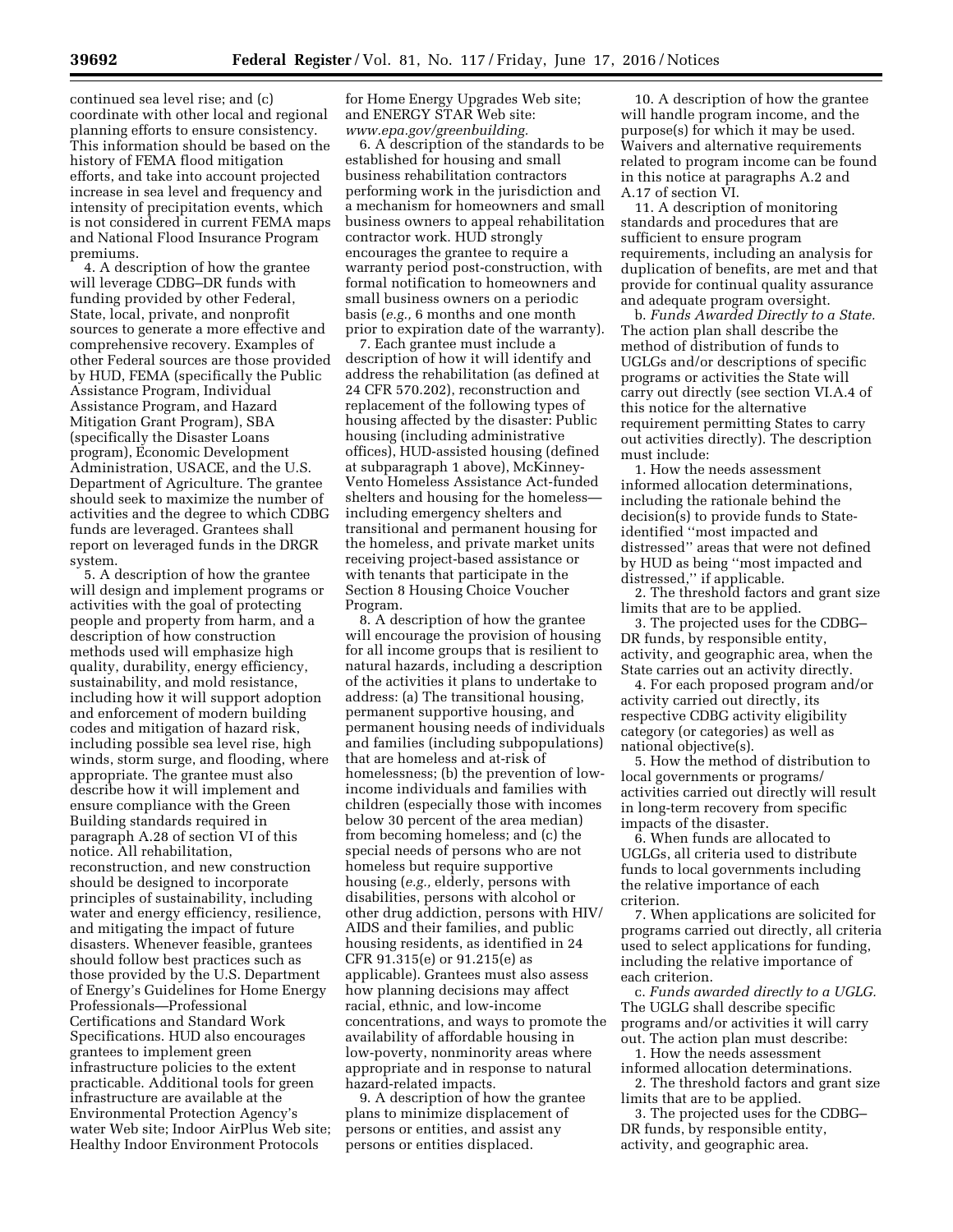continued sea level rise; and (c) coordinate with other local and regional planning efforts to ensure consistency. This information should be based on the history of FEMA flood mitigation efforts, and take into account projected increase in sea level and frequency and intensity of precipitation events, which is not considered in current FEMA maps and National Flood Insurance Program premiums.

4. A description of how the grantee will leverage CDBG–DR funds with funding provided by other Federal, State, local, private, and nonprofit sources to generate a more effective and comprehensive recovery. Examples of other Federal sources are those provided by HUD, FEMA (specifically the Public Assistance Program, Individual Assistance Program, and Hazard Mitigation Grant Program), SBA (specifically the Disaster Loans program), Economic Development Administration, USACE, and the U.S. Department of Agriculture. The grantee should seek to maximize the number of activities and the degree to which CDBG funds are leveraged. Grantees shall report on leveraged funds in the DRGR system.

5. A description of how the grantee will design and implement programs or activities with the goal of protecting people and property from harm, and a description of how construction methods used will emphasize high quality, durability, energy efficiency, sustainability, and mold resistance, including how it will support adoption and enforcement of modern building codes and mitigation of hazard risk, including possible sea level rise, high winds, storm surge, and flooding, where appropriate. The grantee must also describe how it will implement and ensure compliance with the Green Building standards required in paragraph A.28 of section VI of this notice. All rehabilitation, reconstruction, and new construction should be designed to incorporate principles of sustainability, including water and energy efficiency, resilience, and mitigating the impact of future disasters. Whenever feasible, grantees should follow best practices such as those provided by the U.S. Department of Energy's Guidelines for Home Energy Professionals—Professional Certifications and Standard Work Specifications. HUD also encourages grantees to implement green infrastructure policies to the extent practicable. Additional tools for green infrastructure are available at the Environmental Protection Agency's water Web site; Indoor AirPlus Web site; Healthy Indoor Environment Protocols for Home Energy Upgrades Web site; and ENERGY STAR Web site: *www.epa.gov/greenbuilding*.

6. A description of the standards to be established for housing and small business rehabilitation contractors performing work in the jurisdiction and a mechanism for homeowners and small business owners to appeal rehabilitation contractor work. HUD strongly encourages the grantee to require a warranty period post-construction, with formal notification to homeowners and small business owners on a periodic basis (*e.g.,* 6 months and one month prior to expiration date of the warranty).

7. Each grantee must include a description of how it will identify and address the rehabilitation (as defined at 24 CFR 570.202), reconstruction and replacement of the following types of housing affected by the disaster: Public housing (including administrative offices), HUD-assisted housing (defined at subparagraph 1 above), McKinney-Vento Homeless Assistance Act-funded shelters and housing for the homeless—including emergency shelters and transitional and permanent housing for the homeless, and private market units receiving project-based assistance or with tenants that participate in the Section 8 Housing Choice Voucher Program.

8. A description of how the grantee will encourage the provision of housing for all income groups that is resilient to natural hazards, including a description of the activities it plans to undertake to address: (a) The transitional housing, permanent supportive housing, and permanent housing needs of individuals and families (including subpopulations) that are homeless and at-risk of homelessness; (b) the prevention of low-income individuals and families with children (especially those with incomes below 30 percent of the area median) from becoming homeless; and (c) the special needs of persons who are not homeless but require supportive housing (*e.g.,* elderly, persons with disabilities, persons with alcohol or other drug addiction, persons with HIV/AIDS and their families, and public housing residents, as identified in 24 CFR 91.315(e) or 91.215(e) as applicable). Grantees must also assess how planning decisions may affect racial, ethnic, and low-income concentrations, and ways to promote the availability of affordable housing in low-poverty, nonminority areas where appropriate and in response to natural hazard-related impacts.

9. A description of how the grantee plans to minimize displacement of persons or entities, and assist any persons or entities displaced.

10. A description of how the grantee will handle program income, and the purpose(s) for which it may be used. Waivers and alternative requirements related to program income can be found in this notice at paragraphs A.2 and A.17 of section VI.

11. A description of monitoring standards and procedures that are sufficient to ensure program requirements, including an analysis for duplication of benefits, are met and that provide for continual quality assurance and adequate program oversight.

b. *Funds Awarded Directly to a State.* The action plan shall describe the method of distribution of funds to UGLGs and/or descriptions of specific programs or activities the State will carry out directly (see section VI.A.4 of this notice for the alternative requirement permitting States to carry out activities directly). The description must include:

1. How the needs assessment informed allocation determinations, including the rationale behind the decision(s) to provide funds to State-identified ''most impacted and distressed'' areas that were not defined by HUD as being ''most impacted and distressed,'' if applicable.

2. The threshold factors and grant size limits that are to be applied.

3. The projected uses for the CDBG–DR funds, by responsible entity, activity, and geographic area, when the State carries out an activity directly.

4. For each proposed program and/or activity carried out directly, its respective CDBG activity eligibility category (or categories) as well as national objective(s).

5. How the method of distribution to local governments or programs/activities carried out directly will result in long-term recovery from specific impacts of the disaster.

6. When funds are allocated to UGLGs, all criteria used to distribute funds to local governments including the relative importance of each criterion.

7. When applications are solicited for programs carried out directly, all criteria used to select applications for funding, including the relative importance of each criterion.

c. *Funds awarded directly to a UGLG.* The UGLG shall describe specific programs and/or activities it will carry out. The action plan must describe:

1. How the needs assessment informed allocation determinations.

2. The threshold factors and grant size limits that are to be applied.

3. The projected uses for the CDBG–DR funds, by responsible entity, activity, and geographic area.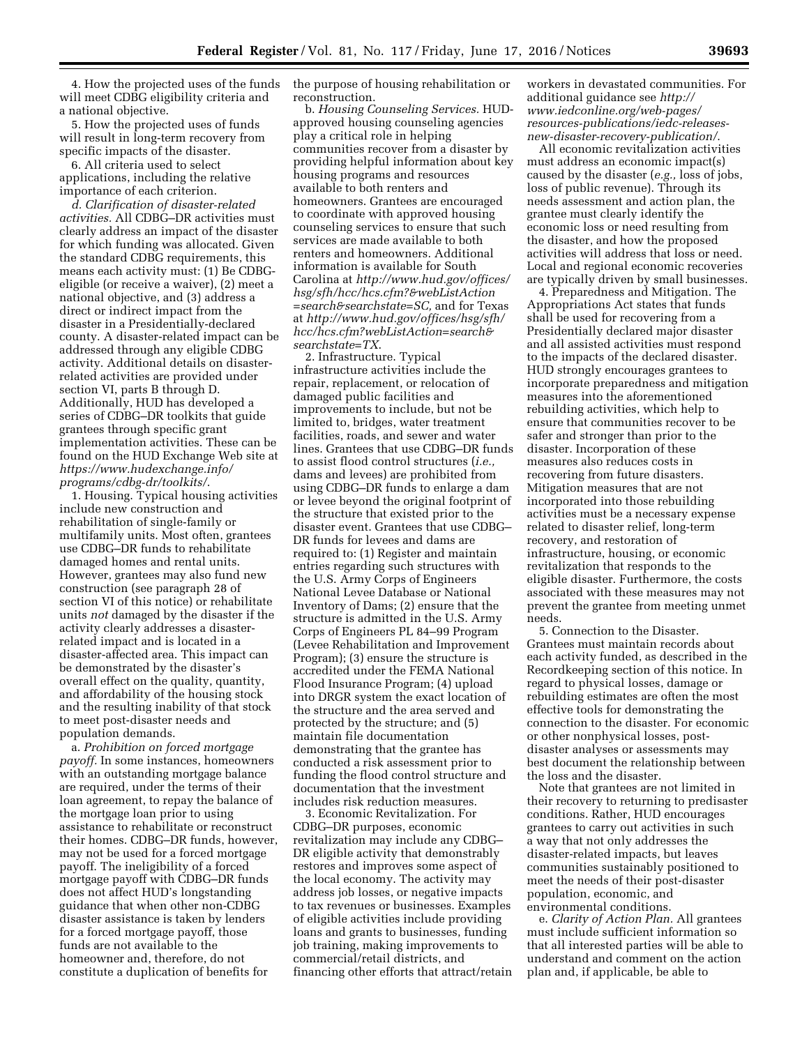4. How the projected uses of the funds will meet CDBG eligibility criteria and a national objective.

5. How the projected uses of funds will result in long-term recovery from specific impacts of the disaster.

6. All criteria used to select applications, including the relative importance of each criterion.

*d. Clarification of disaster-related activities.* All CDBG–DR activities must clearly address an impact of the disaster for which funding was allocated. Given the standard CDBG requirements, this means each activity must: (1) Be CDBG-eligible (or receive a waiver), (2) meet a national objective, and (3) address a direct or indirect impact from the disaster in a Presidentially-declared county. A disaster-related impact can be addressed through any eligible CDBG activity. Additional details on disaster-related activities are provided under section VI, parts B through D. Additionally, HUD has developed a series of CDBG–DR toolkits that guide grantees through specific grant implementation activities. These can be found on the HUD Exchange Web site at *https://www.hudexchange.info/programs/cdbg-dr/toolkits/*.

1. Housing. Typical housing activities include new construction and rehabilitation of single-family or multifamily units. Most often, grantees use CDBG–DR funds to rehabilitate damaged homes and rental units. However, grantees may also fund new construction (see paragraph 28 of section VI of this notice) or rehabilitate units *not* damaged by the disaster if the activity clearly addresses a disaster-related impact and is located in a disaster-affected area. This impact can be demonstrated by the disaster's overall effect on the quality, quantity, and affordability of the housing stock and the resulting inability of that stock to meet post-disaster needs and population demands.

a. *Prohibition on forced mortgage payoff.* In some instances, homeowners with an outstanding mortgage balance are required, under the terms of their loan agreement, to repay the balance of the mortgage loan prior to using assistance to rehabilitate or reconstruct their homes. CDBG–DR funds, however, may not be used for a forced mortgage payoff. The ineligibility of a forced mortgage payoff with CDBG–DR funds does not affect HUD's longstanding guidance that when other non-CDBG disaster assistance is taken by lenders for a forced mortgage payoff, those funds are not available to the homeowner and, therefore, do not constitute a duplication of benefits for the purpose of housing rehabilitation or reconstruction.

b. *Housing Counseling Services.* HUD-approved housing counseling agencies play a critical role in helping communities recover from a disaster by providing helpful information about key housing programs and resources available to both renters and homeowners. Grantees are encouraged to coordinate with approved housing counseling services to ensure that such services are made available to both renters and homeowners. Additional information is available for South Carolina at *http://www.hud.gov/offices/hsg/sfh/hcc/hcs.cfm?&webListAction=search&searchstate=SC,* and for Texas at *http://www.hud.gov/offices/hsg/sfh/hcc/hcs.cfm?webListAction=search&searchstate=TX*.

2. Infrastructure. Typical infrastructure activities include the repair, replacement, or relocation of damaged public facilities and improvements to include, but not be limited to, bridges, water treatment facilities, roads, and sewer and water lines. Grantees that use CDBG–DR funds to assist flood control structures (*i.e.,* dams and levees) are prohibited from using CDBG–DR funds to enlarge a dam or levee beyond the original footprint of the structure that existed prior to the disaster event. Grantees that use CDBG–DR funds for levees and dams are required to: (1) Register and maintain entries regarding such structures with the U.S. Army Corps of Engineers National Levee Database or National Inventory of Dams; (2) ensure that the structure is admitted in the U.S. Army Corps of Engineers PL 84–99 Program (Levee Rehabilitation and Improvement Program); (3) ensure the structure is accredited under the FEMA National Flood Insurance Program; (4) upload into DRGR system the exact location of the structure and the area served and protected by the structure; and (5) maintain file documentation demonstrating that the grantee has conducted a risk assessment prior to funding the flood control structure and documentation that the investment includes risk reduction measures.

3. Economic Revitalization. For CDBG–DR purposes, economic revitalization may include any CDBG–DR eligible activity that demonstrably restores and improves some aspect of the local economy. The activity may address job losses, or negative impacts to tax revenues or businesses. Examples of eligible activities include providing loans and grants to businesses, funding job training, making improvements to commercial/retail districts, and financing other efforts that attract/retain workers in devastated communities. For additional guidance see *http://www.iedconline.org/web-pages/resources-publications/iedc-releases-new-disaster-recovery-publication/*.

All economic revitalization activities must address an economic impact(s) caused by the disaster (*e.g.,* loss of jobs, loss of public revenue). Through its needs assessment and action plan, the grantee must clearly identify the economic loss or need resulting from the disaster, and how the proposed activities will address that loss or need. Local and regional economic recoveries are typically driven by small businesses.

4. Preparedness and Mitigation. The Appropriations Act states that funds shall be used for recovering from a Presidentially declared major disaster and all assisted activities must respond to the impacts of the declared disaster. HUD strongly encourages grantees to incorporate preparedness and mitigation measures into the aforementioned rebuilding activities, which help to ensure that communities recover to be safer and stronger than prior to the disaster. Incorporation of these measures also reduces costs in recovering from future disasters. Mitigation measures that are not incorporated into those rebuilding activities must be a necessary expense related to disaster relief, long-term recovery, and restoration of infrastructure, housing, or economic revitalization that responds to the eligible disaster. Furthermore, the costs associated with these measures may not prevent the grantee from meeting unmet needs.

5. Connection to the Disaster. Grantees must maintain records about each activity funded, as described in the Recordkeeping section of this notice. In regard to physical losses, damage or rebuilding estimates are often the most effective tools for demonstrating the connection to the disaster. For economic or other nonphysical losses, post-disaster analyses or assessments may best document the relationship between the loss and the disaster.

Note that grantees are not limited in their recovery to returning to predisaster conditions. Rather, HUD encourages grantees to carry out activities in such a way that not only addresses the disaster-related impacts, but leaves communities sustainably positioned to meet the needs of their post-disaster population, economic, and environmental conditions.

*e. Clarity of Action Plan.* All grantees must include sufficient information so that all interested parties will be able to understand and comment on the action plan and, if applicable, be able to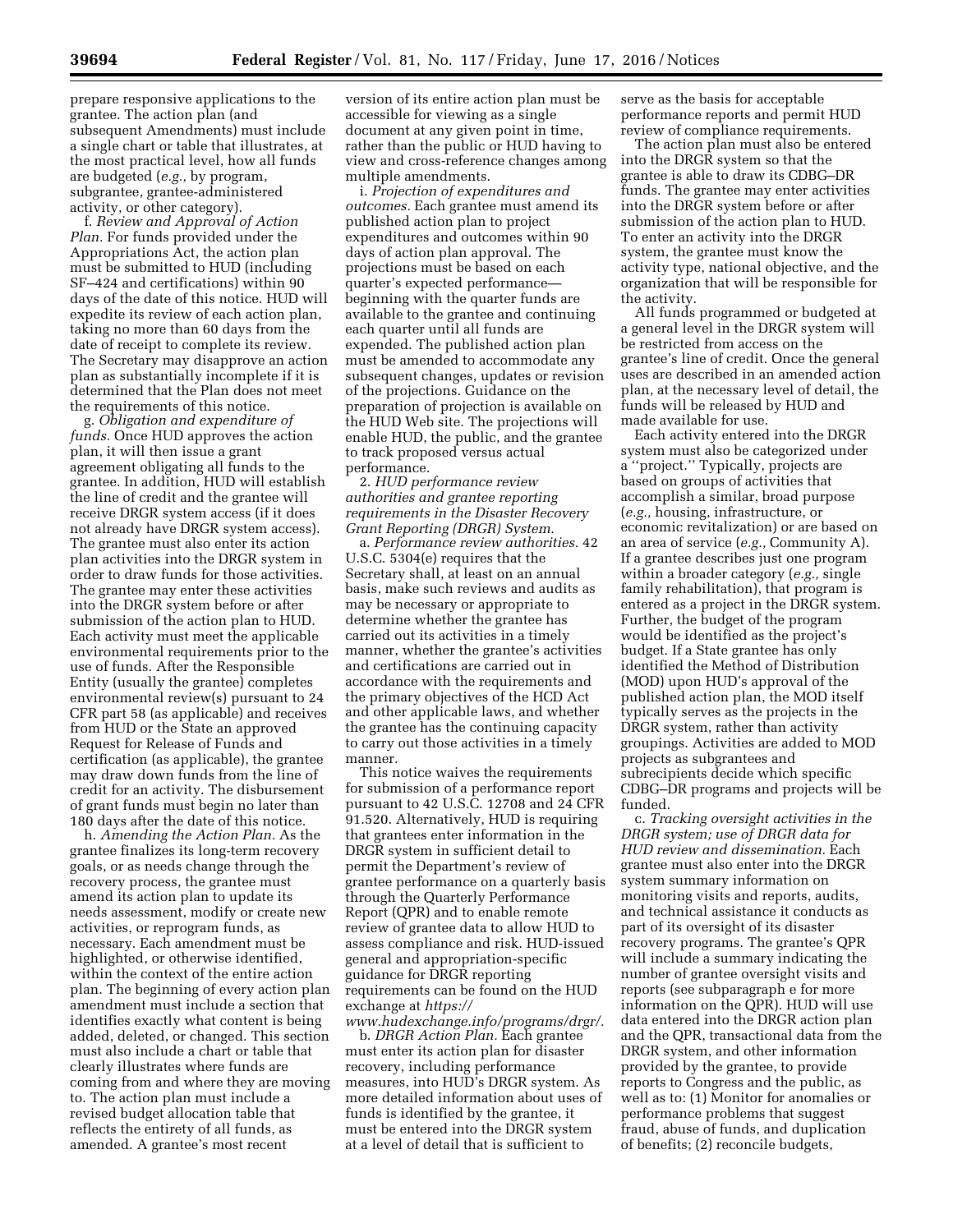prepare responsive applications to the grantee. The action plan (and subsequent Amendments) must include a single chart or table that illustrates, at the most practical level, how all funds are budgeted (*e.g.,* by program, subgrantee, grantee-administered activity, or other category).

f. *Review and Approval of Action Plan.* For funds provided under the Appropriations Act, the action plan must be submitted to HUD (including SF–424 and certifications) within 90 days of the date of this notice. HUD will expedite its review of each action plan, taking no more than 60 days from the date of receipt to complete its review. The Secretary may disapprove an action plan as substantially incomplete if it is determined that the Plan does not meet the requirements of this notice.

g. *Obligation and expenditure of funds.* Once HUD approves the action plan, it will then issue a grant agreement obligating all funds to the grantee. In addition, HUD will establish the line of credit and the grantee will receive DRGR system access (if it does not already have DRGR system access). The grantee must also enter its action plan activities into the DRGR system in order to draw funds for those activities. The grantee may enter these activities into the DRGR system before or after submission of the action plan to HUD. Each activity must meet the applicable environmental requirements prior to the use of funds. After the Responsible Entity (usually the grantee) completes environmental review(s) pursuant to 24 CFR part 58 (as applicable) and receives from HUD or the State an approved Request for Release of Funds and certification (as applicable), the grantee may draw down funds from the line of credit for an activity. The disbursement of grant funds must begin no later than 180 days after the date of this notice.

h. *Amending the Action Plan.* As the grantee finalizes its long-term recovery goals, or as needs change through the recovery process, the grantee must amend its action plan to update its needs assessment, modify or create new activities, or reprogram funds, as necessary. Each amendment must be highlighted, or otherwise identified, within the context of the entire action plan. The beginning of every action plan amendment must include a section that identifies exactly what content is being added, deleted, or changed. This section must also include a chart or table that clearly illustrates where funds are coming from and where they are moving to. The action plan must include a revised budget allocation table that reflects the entirety of all funds, as amended. A grantee's most recent version of its entire action plan must be accessible for viewing as a single document at any given point in time, rather than the public or HUD having to view and cross-reference changes among multiple amendments.

i. *Projection of expenditures and outcomes.* Each grantee must amend its published action plan to project expenditures and outcomes within 90 days of action plan approval. The projections must be based on each quarter's expected performance—beginning with the quarter funds are available to the grantee and continuing each quarter until all funds are expended. The published action plan must be amended to accommodate any subsequent changes, updates or revision of the projections. Guidance on the preparation of projection is available on the HUD Web site. The projections will enable HUD, the public, and the grantee to track proposed versus actual performance.

2. *HUD performance review authorities and grantee reporting requirements in the Disaster Recovery Grant Reporting (DRGR) System.*

a. *Performance review authorities.* 42 U.S.C. 5304(e) requires that the Secretary shall, at least on an annual basis, make such reviews and audits as may be necessary or appropriate to determine whether the grantee has carried out its activities in a timely manner, whether the grantee's activities and certifications are carried out in accordance with the requirements and the primary objectives of the HCD Act and other applicable laws, and whether the grantee has the continuing capacity to carry out those activities in a timely manner.

This notice waives the requirements for submission of a performance report pursuant to 42 U.S.C. 12708 and 24 CFR 91.520. Alternatively, HUD is requiring that grantees enter information in the DRGR system in sufficient detail to permit the Department's review of grantee performance on a quarterly basis through the Quarterly Performance Report (QPR) and to enable remote review of grantee data to allow HUD to assess compliance and risk. HUD-issued general and appropriation-specific guidance for DRGR reporting requirements can be found on the HUD exchange at *https://www.hudexchange.info/programs/drgr/.*

b. *DRGR Action Plan.* Each grantee must enter its action plan for disaster recovery, including performance measures, into HUD's DRGR system. As more detailed information about uses of funds is identified by the grantee, it must be entered into the DRGR system at a level of detail that is sufficient to serve as the basis for acceptable performance reports and permit HUD review of compliance requirements.

The action plan must also be entered into the DRGR system so that the grantee is able to draw its CDBG–DR funds. The grantee may enter activities into the DRGR system before or after submission of the action plan to HUD. To enter an activity into the DRGR system, the grantee must know the activity type, national objective, and the organization that will be responsible for the activity.

All funds programmed or budgeted at a general level in the DRGR system will be restricted from access on the grantee's line of credit. Once the general uses are described in an amended action plan, at the necessary level of detail, the funds will be released by HUD and made available for use.

Each activity entered into the DRGR system must also be categorized under a "project." Typically, projects are based on groups of activities that accomplish a similar, broad purpose (*e.g.,* housing, infrastructure, or economic revitalization) or are based on an area of service (*e.g.,* Community A). If a grantee describes just one program within a broader category (*e.g.,* single family rehabilitation), that program is entered as a project in the DRGR system. Further, the budget of the program would be identified as the project's budget. If a State grantee has only identified the Method of Distribution (MOD) upon HUD's approval of the published action plan, the MOD itself typically serves as the projects in the DRGR system, rather than activity groupings. Activities are added to MOD projects as subgrantees and subrecipients decide which specific CDBG–DR programs and projects will be funded.

c. *Tracking oversight activities in the DRGR system; use of DRGR data for HUD review and dissemination.* Each grantee must also enter into the DRGR system summary information on monitoring visits and reports, audits, and technical assistance it conducts as part of its oversight of its disaster recovery programs. The grantee's QPR will include a summary indicating the number of grantee oversight visits and reports (see subparagraph e for more information on the QPR). HUD will use data entered into the DRGR action plan and the QPR, transactional data from the DRGR system, and other information provided by the grantee, to provide reports to Congress and the public, as well as to: (1) Monitor for anomalies or performance problems that suggest fraud, abuse of funds, and duplication of benefits; (2) reconcile budgets,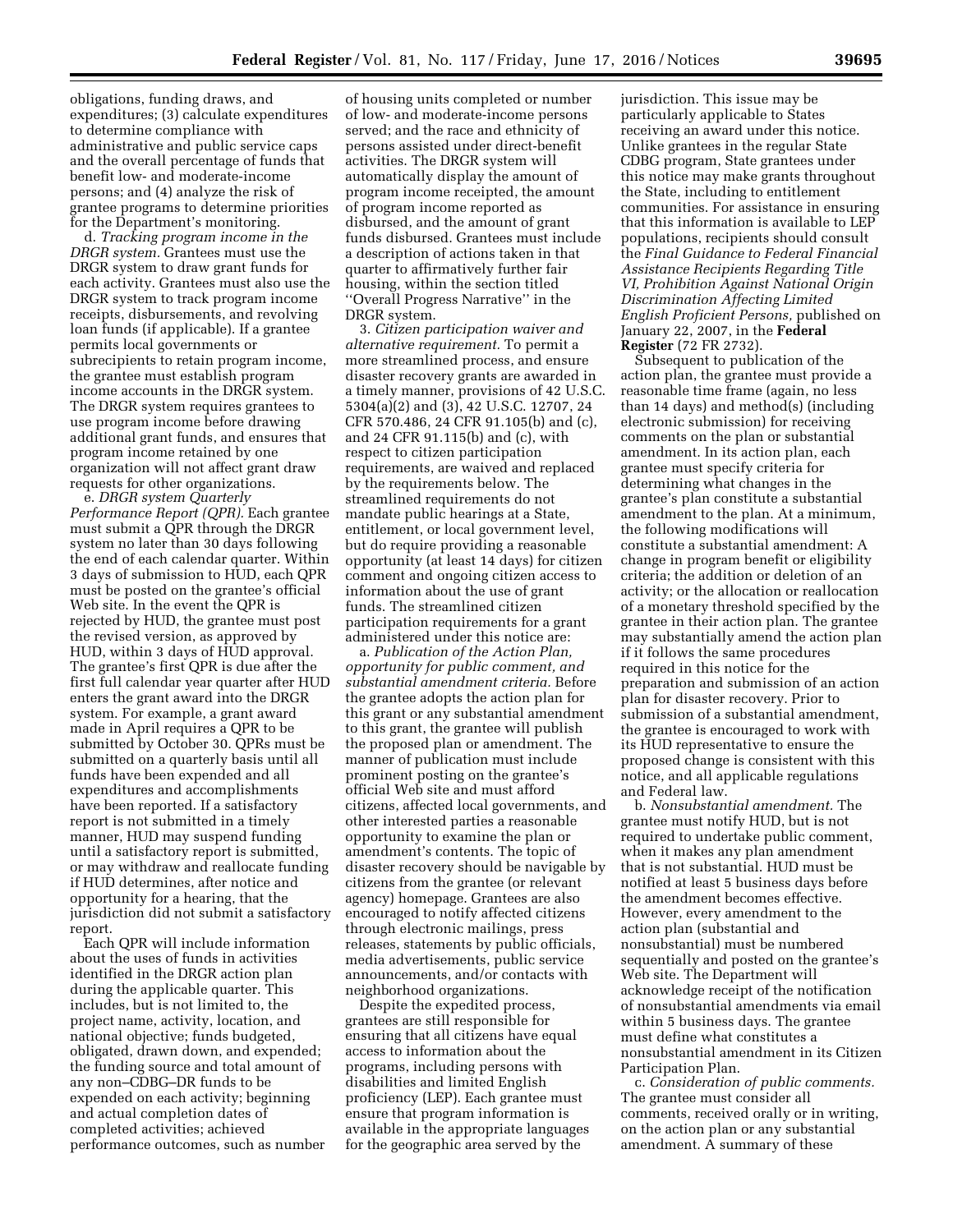obligations, funding draws, and expenditures; (3) calculate expenditures to determine compliance with administrative and public service caps and the overall percentage of funds that benefit low- and moderate-income persons; and (4) analyze the risk of grantee programs to determine priorities for the Department's monitoring.

d. *Tracking program income in the DRGR system.* Grantees must use the DRGR system to draw grant funds for each activity. Grantees must also use the DRGR system to track program income receipts, disbursements, and revolving loan funds (if applicable). If a grantee permits local governments or subrecipients to retain program income, the grantee must establish program income accounts in the DRGR system. The DRGR system requires grantees to use program income before drawing additional grant funds, and ensures that program income retained by one organization will not affect grant draw requests for other organizations.

e. *DRGR system Quarterly Performance Report (QPR).* Each grantee must submit a QPR through the DRGR system no later than 30 days following the end of each calendar quarter. Within 3 days of submission to HUD, each QPR must be posted on the grantee's official Web site. In the event the QPR is rejected by HUD, the grantee must post the revised version, as approved by HUD, within 3 days of HUD approval. The grantee's first QPR is due after the first full calendar year quarter after HUD enters the grant award into the DRGR system. For example, a grant award made in April requires a QPR to be submitted by October 30. QPRs must be submitted on a quarterly basis until all funds have been expended and all expenditures and accomplishments have been reported. If a satisfactory report is not submitted in a timely manner, HUD may suspend funding until a satisfactory report is submitted, or may withdraw and reallocate funding if HUD determines, after notice and opportunity for a hearing, that the jurisdiction did not submit a satisfactory report.

Each QPR will include information about the uses of funds in activities identified in the DRGR action plan during the applicable quarter. This includes, but is not limited to, the project name, activity, location, and national objective; funds budgeted, obligated, drawn down, and expended; the funding source and total amount of any non–CDBG–DR funds to be expended on each activity; beginning and actual completion dates of completed activities; achieved performance outcomes, such as number of housing units completed or number of low- and moderate-income persons served; and the race and ethnicity of persons assisted under direct-benefit activities. The DRGR system will automatically display the amount of program income receipted, the amount of program income reported as disbursed, and the amount of grant funds disbursed. Grantees must include a description of actions taken in that quarter to affirmatively further fair housing, within the section titled ''Overall Progress Narrative'' in the DRGR system.

3. *Citizen participation waiver and alternative requirement.* To permit a more streamlined process, and ensure disaster recovery grants are awarded in a timely manner, provisions of 42 U.S.C. 5304(a)(2) and (3), 42 U.S.C. 12707, 24 CFR 570.486, 24 CFR 91.105(b) and (c), and 24 CFR 91.115(b) and (c), with respect to citizen participation requirements, are waived and replaced by the requirements below. The streamlined requirements do not mandate public hearings at a State, entitlement, or local government level, but do require providing a reasonable opportunity (at least 14 days) for citizen comment and ongoing citizen access to information about the use of grant funds. The streamlined citizen participation requirements for a grant administered under this notice are:

a. *Publication of the Action Plan, opportunity for public comment, and substantial amendment criteria.* Before the grantee adopts the action plan for this grant or any substantial amendment to this grant, the grantee will publish the proposed plan or amendment. The manner of publication must include prominent posting on the grantee's official Web site and must afford citizens, affected local governments, and other interested parties a reasonable opportunity to examine the plan or amendment's contents. The topic of disaster recovery should be navigable by citizens from the grantee (or relevant agency) homepage. Grantees are also encouraged to notify affected citizens through electronic mailings, press releases, statements by public officials, media advertisements, public service announcements, and/or contacts with neighborhood organizations.

Despite the expedited process, grantees are still responsible for ensuring that all citizens have equal access to information about the programs, including persons with disabilities and limited English proficiency (LEP). Each grantee must ensure that program information is available in the appropriate languages for the geographic area served by the jurisdiction. This issue may be particularly applicable to States receiving an award under this notice. Unlike grantees in the regular State CDBG program, State grantees under this notice may make grants throughout the State, including to entitlement communities. For assistance in ensuring that this information is available to LEP populations, recipients should consult the *Final Guidance to Federal Financial Assistance Recipients Regarding Title VI, Prohibition Against National Origin Discrimination Affecting Limited English Proficient Persons,* published on January 22, 2007, in the **Federal Register** (72 FR 2732).

Subsequent to publication of the action plan, the grantee must provide a reasonable time frame (again, no less than 14 days) and method(s) (including electronic submission) for receiving comments on the plan or substantial amendment. In its action plan, each grantee must specify criteria for determining what changes in the grantee's plan constitute a substantial amendment to the plan. At a minimum, the following modifications will constitute a substantial amendment: A change in program benefit or eligibility criteria; the addition or deletion of an activity; or the allocation or reallocation of a monetary threshold specified by the grantee in their action plan. The grantee may substantially amend the action plan if it follows the same procedures required in this notice for the preparation and submission of an action plan for disaster recovery. Prior to submission of a substantial amendment, the grantee is encouraged to work with its HUD representative to ensure the proposed change is consistent with this notice, and all applicable regulations and Federal law.

b. *Nonsubstantial amendment.* The grantee must notify HUD, but is not required to undertake public comment, when it makes any plan amendment that is not substantial. HUD must be notified at least 5 business days before the amendment becomes effective. However, every amendment to the action plan (substantial and nonsubstantial) must be numbered sequentially and posted on the grantee's Web site. The Department will acknowledge receipt of the notification of nonsubstantial amendments via email within 5 business days. The grantee must define what constitutes a nonsubstantial amendment in its Citizen Participation Plan.

c. *Consideration of public comments.* The grantee must consider all comments, received orally or in writing, on the action plan or any substantial amendment. A summary of these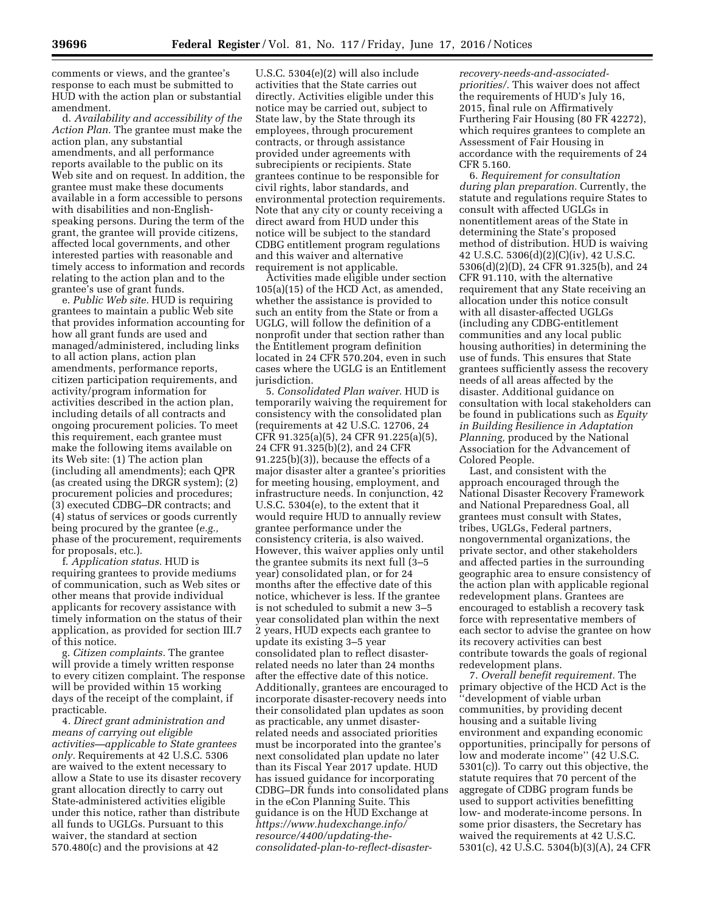comments or views, and the grantee's response to each must be submitted to HUD with the action plan or substantial amendment.

d. *Availability and accessibility of the Action Plan.* The grantee must make the action plan, any substantial amendments, and all performance reports available to the public on its Web site and on request. In addition, the grantee must make these documents available in a form accessible to persons with disabilities and non-English-speaking persons. During the term of the grant, the grantee will provide citizens, affected local governments, and other interested parties with reasonable and timely access to information and records relating to the action plan and to the grantee's use of grant funds.

e. *Public Web site.* HUD is requiring grantees to maintain a public Web site that provides information accounting for how all grant funds are used and managed/administered, including links to all action plans, action plan amendments, performance reports, citizen participation requirements, and activity/program information for activities described in the action plan, including details of all contracts and ongoing procurement policies. To meet this requirement, each grantee must make the following items available on its Web site: (1) The action plan (including all amendments); each QPR (as created using the DRGR system); (2) procurement policies and procedures; (3) executed CDBG–DR contracts; and (4) status of services or goods currently being procured by the grantee (*e.g.,* phase of the procurement, requirements for proposals, etc.).

f. *Application status.* HUD is requiring grantees to provide mediums of communication, such as Web sites or other means that provide individual applicants for recovery assistance with timely information on the status of their application, as provided for section III.7 of this notice.

g. *Citizen complaints.* The grantee will provide a timely written response to every citizen complaint. The response will be provided within 15 working days of the receipt of the complaint, if practicable.

4. *Direct grant administration and means of carrying out eligible activities—applicable to State grantees only.* Requirements at 42 U.S.C. 5306 are waived to the extent necessary to allow a State to use its disaster recovery grant allocation directly to carry out State-administered activities eligible under this notice, rather than distribute all funds to UGLGs. Pursuant to this waiver, the standard at section 570.480(c) and the provisions at 42 U.S.C. 5304(e)(2) will also include activities that the State carries out directly. Activities eligible under this notice may be carried out, subject to State law, by the State through its employees, through procurement contracts, or through assistance provided under agreements with subrecipients or recipients. State grantees continue to be responsible for civil rights, labor standards, and environmental protection requirements. Note that any city or county receiving a direct award from HUD under this notice will be subject to the standard CDBG entitlement program regulations and this waiver and alternative requirement is not applicable.

Activities made eligible under section 105(a)(15) of the HCD Act, as amended, whether the assistance is provided to such an entity from the State or from a UGLG, will follow the definition of a nonprofit under that section rather than the Entitlement program definition located in 24 CFR 570.204, even in such cases where the UGLG is an Entitlement jurisdiction.

5. *Consolidated Plan waiver.* HUD is temporarily waiving the requirement for consistency with the consolidated plan (requirements at 42 U.S.C. 12706, 24 CFR 91.325(a)(5), 24 CFR 91.225(a)(5), 24 CFR 91.325(b)(2), and 24 CFR 91.225(b)(3)), because the effects of a major disaster alter a grantee's priorities for meeting housing, employment, and infrastructure needs. In conjunction, 42 U.S.C. 5304(e), to the extent that it would require HUD to annually review grantee performance under the consistency criteria, is also waived. However, this waiver applies only until the grantee submits its next full (3–5 year) consolidated plan, or for 24 months after the effective date of this notice, whichever is less. If the grantee is not scheduled to submit a new 3–5 year consolidated plan within the next 2 years, HUD expects each grantee to update its existing 3–5 year consolidated plan to reflect disaster-related needs no later than 24 months after the effective date of this notice. Additionally, grantees are encouraged to incorporate disaster-recovery needs into their consolidated plan updates as soon as practicable, any unmet disaster-related needs and associated priorities must be incorporated into the grantee's next consolidated plan update no later than its Fiscal Year 2017 update. HUD has issued guidance for incorporating CDBG–DR funds into consolidated plans in the eCon Planning Suite. This guidance is on the HUD Exchange at *https://www.hudexchange.info/resource/4400/updating-the-consolidated-plan-to-reflect-disaster-recovery-needs-and-associated-priorities/.* This waiver does not affect the requirements of HUD's July 16, 2015, final rule on Affirmatively Furthering Fair Housing (80 FR 42272), which requires grantees to complete an Assessment of Fair Housing in accordance with the requirements of 24 CFR 5.160.

6. *Requirement for consultation during plan preparation.* Currently, the statute and regulations require States to consult with affected UGLGs in nonentitlement areas of the State in determining the State's proposed method of distribution. HUD is waiving 42 U.S.C. 5306(d)(2)(C)(iv), 42 U.S.C. 5306(d)(2)(D), 24 CFR 91.325(b), and 24 CFR 91.110, with the alternative requirement that any State receiving an allocation under this notice consult with all disaster-affected UGLGs (including any CDBG-entitlement communities and any local public housing authorities) in determining the use of funds. This ensures that State grantees sufficiently assess the recovery needs of all areas affected by the disaster. Additional guidance on consultation with local stakeholders can be found in publications such as *Equity in Building Resilience in Adaptation Planning,* produced by the National Association for the Advancement of Colored People.

Last, and consistent with the approach encouraged through the National Disaster Recovery Framework and National Preparedness Goal, all grantees must consult with States, tribes, UGLGs, Federal partners, nongovernmental organizations, the private sector, and other stakeholders and affected parties in the surrounding geographic area to ensure consistency of the action plan with applicable regional redevelopment plans. Grantees are encouraged to establish a recovery task force with representative members of each sector to advise the grantee on how its recovery activities can best contribute towards the goals of regional redevelopment plans.

7. *Overall benefit requirement.* The primary objective of the HCD Act is the "development of viable urban communities, by providing decent housing and a suitable living environment and expanding economic opportunities, principally for persons of low and moderate income" (42 U.S.C. 5301(c)). To carry out this objective, the statute requires that 70 percent of the aggregate of CDBG program funds be used to support activities benefitting low- and moderate-income persons. In some prior disasters, the Secretary has waived the requirements at 42 U.S.C. 5301(c), 42 U.S.C. 5304(b)(3)(A), 24 CFR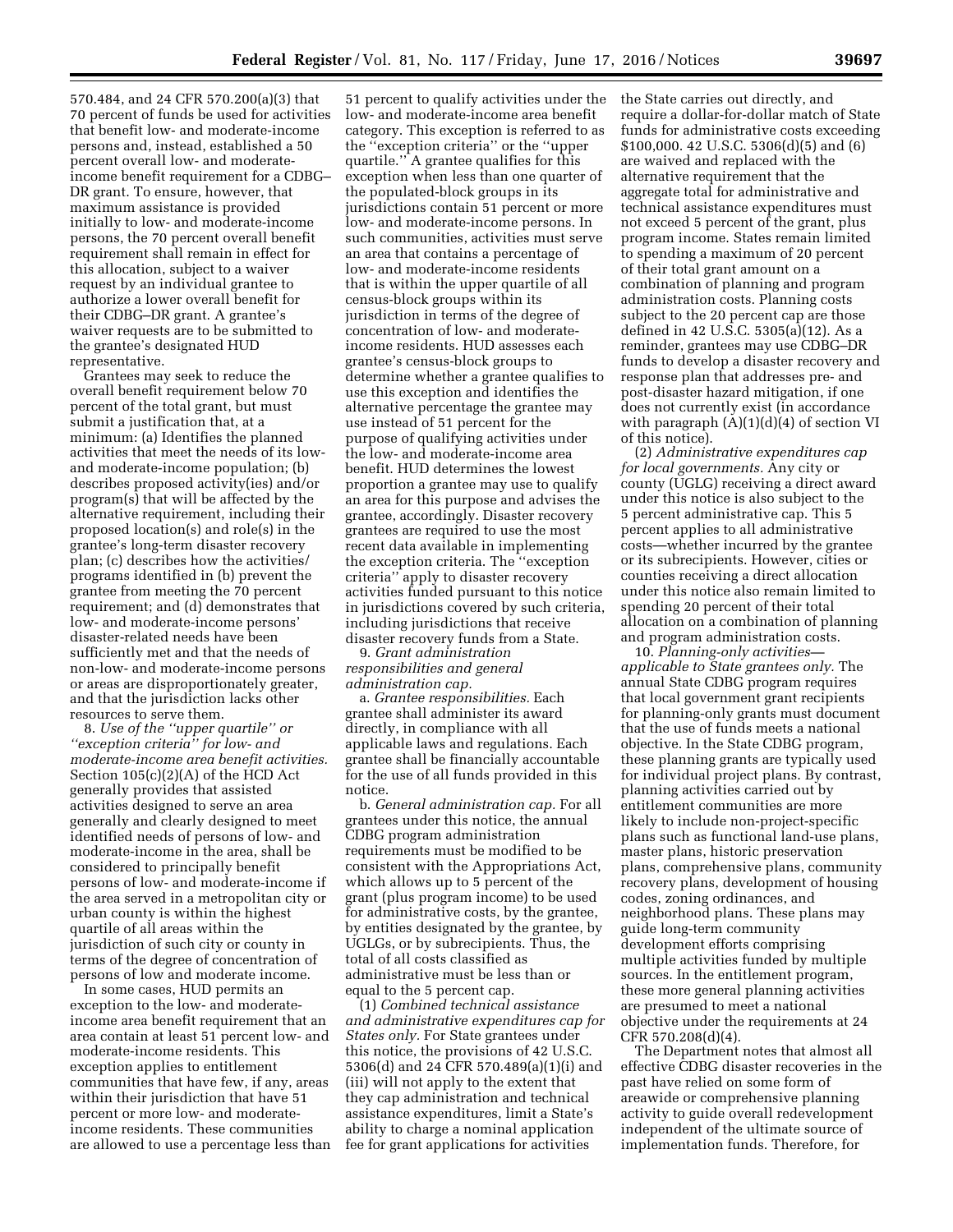570.484, and 24 CFR 570.200(a)(3) that 70 percent of funds be used for activities that benefit low- and moderate-income persons and, instead, established a 50 percent overall low- and moderate-income benefit requirement for a CDBG–DR grant. To ensure, however, that maximum assistance is provided initially to low- and moderate-income persons, the 70 percent overall benefit requirement shall remain in effect for this allocation, subject to a waiver request by an individual grantee to authorize a lower overall benefit for their CDBG–DR grant. A grantee's waiver requests are to be submitted to the grantee's designated HUD representative.

Grantees may seek to reduce the overall benefit requirement below 70 percent of the total grant, but must submit a justification that, at a minimum: (a) Identifies the planned activities that meet the needs of its low- and moderate-income population; (b) describes proposed activity(ies) and/or program(s) that will be affected by the alternative requirement, including their proposed location(s) and role(s) in the grantee's long-term disaster recovery plan; (c) describes how the activities/programs identified in (b) prevent the grantee from meeting the 70 percent requirement; and (d) demonstrates that low- and moderate-income persons' disaster-related needs have been sufficiently met and that the needs of non-low- and moderate-income persons or areas are disproportionately greater, and that the jurisdiction lacks other resources to serve them.

8. *Use of the "upper quartile" or "exception criteria" for low- and moderate-income area benefit activities.* Section 105(c)(2)(A) of the HCD Act generally provides that assisted activities designed to serve an area generally and clearly designed to meet identified needs of persons of low- and moderate-income in the area, shall be considered to principally benefit persons of low- and moderate-income if the area served in a metropolitan city or urban county is within the highest quartile of all areas within the jurisdiction of such city or county in terms of the degree of concentration of persons of low and moderate income.

In some cases, HUD permits an exception to the low- and moderate-income area benefit requirement that an area contain at least 51 percent low- and moderate-income residents. This exception applies to entitlement communities that have few, if any, areas within their jurisdiction that have 51 percent or more low- and moderate-income residents. These communities are allowed to use a percentage less than 51 percent to qualify activities under the low- and moderate-income area benefit category. This exception is referred to as the "exception criteria" or the "upper quartile." A grantee qualifies for this exception when less than one quarter of the populated-block groups in its jurisdictions contain 51 percent or more low- and moderate-income persons. In such communities, activities must serve an area that contains a percentage of low- and moderate-income residents that is within the upper quartile of all census-block groups within its jurisdiction in terms of the degree of concentration of low- and moderate-income residents. HUD assesses each grantee's census-block groups to determine whether a grantee qualifies to use this exception and identifies the alternative percentage the grantee may use instead of 51 percent for the purpose of qualifying activities under the low- and moderate-income area benefit. HUD determines the lowest proportion a grantee may use to qualify an area for this purpose and advises the grantee, accordingly. Disaster recovery grantees are required to use the most recent data available in implementing the exception criteria. The "exception criteria" apply to disaster recovery activities funded pursuant to this notice in jurisdictions covered by such criteria, including jurisdictions that receive disaster recovery funds from a State.

9. *Grant administration responsibilities and general administration cap.*

a. *Grantee responsibilities.* Each grantee shall administer its award directly, in compliance with all applicable laws and regulations. Each grantee shall be financially accountable for the use of all funds provided in this notice.

b. *General administration cap.* For all grantees under this notice, the annual CDBG program administration requirements must be modified to be consistent with the Appropriations Act, which allows up to 5 percent of the grant (plus program income) to be used for administrative costs, by the grantee, by entities designated by the grantee, by UGLGs, or by subrecipients. Thus, the total of all costs classified as administrative must be less than or equal to the 5 percent cap.

(1) *Combined technical assistance and administrative expenditures cap for States only.* For State grantees under this notice, the provisions of 42 U.S.C. 5306(d) and 24 CFR 570.489(a)(1)(i) and (iii) will not apply to the extent that they cap administration and technical assistance expenditures, limit a State's ability to charge a nominal application fee for grant applications for activities the State carries out directly, and require a dollar-for-dollar match of State funds for administrative costs exceeding $100,000. 42 U.S.C. 5306(d)(5) and (6) are waived and replaced with the alternative requirement that the aggregate total for administrative and technical assistance expenditures must not exceed 5 percent of the grant, plus program income. States remain limited to spending a maximum of 20 percent of their total grant amount on a combination of planning and program administration costs. Planning costs subject to the 20 percent cap are those defined in 42 U.S.C. 5305(a)(12). As a reminder, grantees may use CDBG–DR funds to develop a disaster recovery and response plan that addresses pre- and post-disaster hazard mitigation, if one does not currently exist (in accordance with paragraph (A)(1)(d)(4) of section VI of this notice).

(2) *Administrative expenditures cap for local governments.* Any city or county (UGLG) receiving a direct award under this notice is also subject to the 5 percent administrative cap. This 5 percent applies to all administrative costs—whether incurred by the grantee or its subrecipients. However, cities or counties receiving a direct allocation under this notice also remain limited to spending 20 percent of their total allocation on a combination of planning and program administration costs.

10. *Planning-only activities—applicable to State grantees only.* The annual State CDBG program requires that local government grant recipients for planning-only grants must document that the use of funds meets a national objective. In the State CDBG program, these planning grants are typically used for individual project plans. By contrast, planning activities carried out by entitlement communities are more likely to include non-project-specific plans such as functional land-use plans, master plans, historic preservation plans, comprehensive plans, community recovery plans, development of housing codes, zoning ordinances, and neighborhood plans. These plans may guide long-term community development efforts comprising multiple activities funded by multiple sources. In the entitlement program, these more general planning activities are presumed to meet a national objective under the requirements at 24 CFR 570.208(d)(4).

The Department notes that almost all effective CDBG disaster recoveries in the past have relied on some form of areawide or comprehensive planning activity to guide overall redevelopment independent of the ultimate source of implementation funds. Therefore, for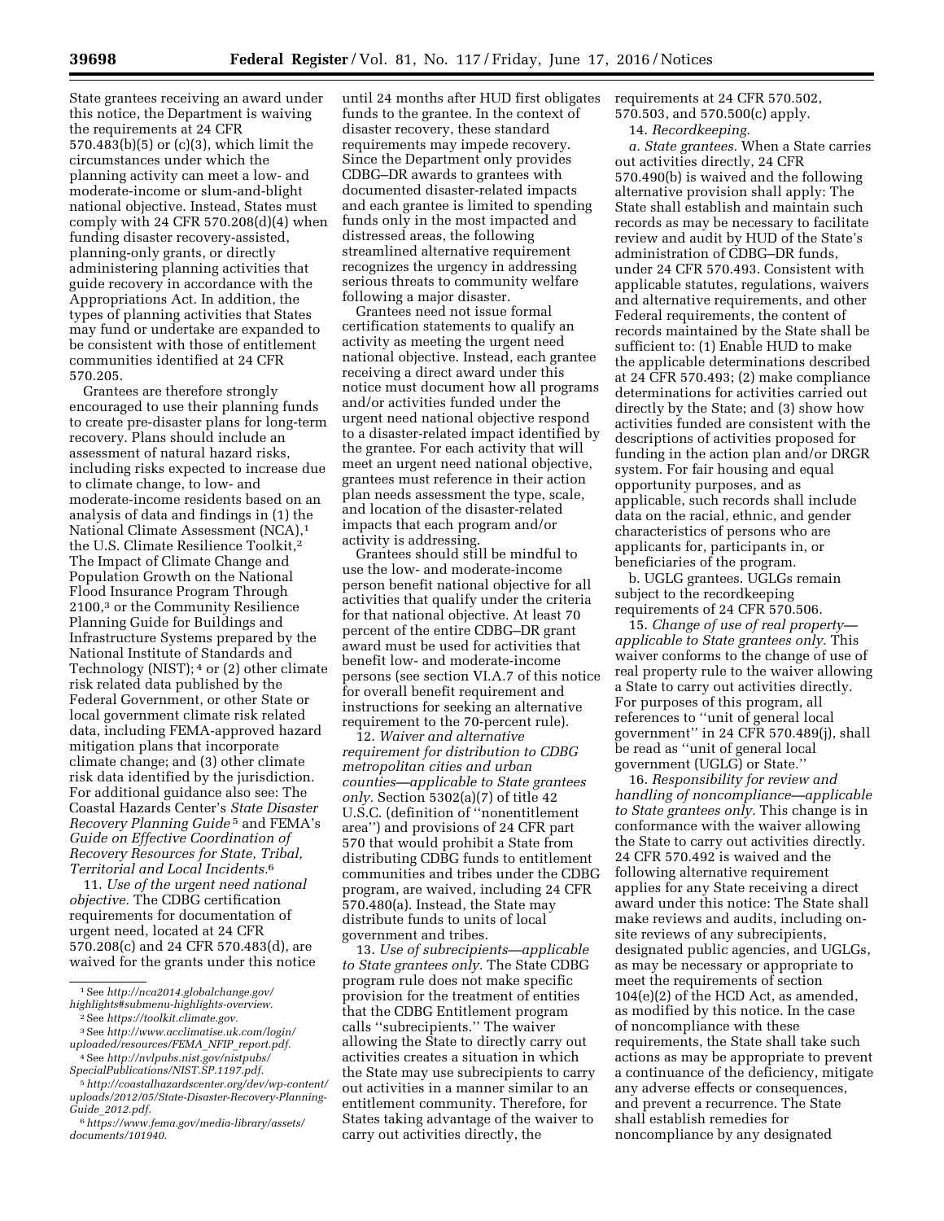State grantees receiving an award under this notice, the Department is waiving the requirements at 24 CFR 570.483(b)(5) or (c)(3), which limit the circumstances under which the planning activity can meet a low- and moderate-income or slum-and-blight national objective. Instead, States must comply with 24 CFR 570.208(d)(4) when funding disaster recovery-assisted, planning-only grants, or directly administering planning activities that guide recovery in accordance with the Appropriations Act. In addition, the types of planning activities that States may fund or undertake are expanded to be consistent with those of entitlement communities identified at 24 CFR 570.205.

Grantees are therefore strongly encouraged to use their planning funds to create pre-disaster plans for long-term recovery. Plans should include an assessment of natural hazard risks, including risks expected to increase due to climate change, to low- and moderate-income residents based on an analysis of data and findings in (1) the National Climate Assessment (NCA),[1] the U.S. Climate Resilience Toolkit,[2] The Impact of Climate Change and Population Growth on the National Flood Insurance Program Through 2100,[3] or the Community Resilience Planning Guide for Buildings and Infrastructure Systems prepared by the National Institute of Standards and Technology (NIST);[4] or (2) other climate risk related data published by the Federal Government, or other State or local government climate risk related data, including FEMA-approved hazard mitigation plans that incorporate climate change; and (3) other climate risk data identified by the jurisdiction. For additional guidance also see: The Coastal Hazards Center's *State Disaster Recovery Planning Guide*[5] and FEMA's *Guide on Effective Coordination of Recovery Resources for State, Tribal, Territorial and Local Incidents*.[6]

11. *Use of the urgent need national objective.* The CDBG certification requirements for documentation of urgent need, located at 24 CFR 570.208(c) and 24 CFR 570.483(d), are waived for the grants under this notice until 24 months after HUD first obligates funds to the grantee. In the context of disaster recovery, these standard requirements may impede recovery. Since the Department only provides CDBG–DR awards to grantees with documented disaster-related impacts and each grantee is limited to spending funds only in the most impacted and distressed areas, the following streamlined alternative requirement recognizes the urgency in addressing serious threats to community welfare following a major disaster.

Grantees need not issue formal certification statements to qualify an activity as meeting the urgent need national objective. Instead, each grantee receiving a direct award under this notice must document how all programs and/or activities funded under the urgent need national objective respond to a disaster-related impact identified by the grantee. For each activity that will meet an urgent need national objective, grantees must reference in their action plan needs assessment the type, scale, and location of the disaster-related impacts that each program and/or activity is addressing.

Grantees should still be mindful to use the low- and moderate-income person benefit national objective for all activities that qualify under the criteria for that national objective. At least 70 percent of the entire CDBG–DR grant award must be used for activities that benefit low- and moderate-income persons (see section VI.A.7 of this notice for overall benefit requirement and instructions for seeking an alternative requirement to the 70-percent rule).

12. *Waiver and alternative requirement for distribution to CDBG metropolitan cities and urban counties—applicable to State grantees only.* Section 5302(a)(7) of title 42 U.S.C. (definition of "nonentitlement area") and provisions of 24 CFR part 570 that would prohibit a State from distributing CDBG funds to entitlement communities and tribes under the CDBG program, are waived, including 24 CFR 570.480(a). Instead, the State may distribute funds to units of local government and tribes.

13. *Use of subrecipients—applicable to State grantees only.* The State CDBG program rule does not make specific provision for the treatment of entities that the CDBG Entitlement program calls "subrecipients." The waiver allowing the State to directly carry out activities creates a situation in which the State may use subrecipients to carry out activities in a manner similar to an entitlement community. Therefore, for States taking advantage of the waiver to carry out activities directly, the requirements at 24 CFR 570.502, 570.503, and 570.500(c) apply.

14. *Recordkeeping.*

*a. State grantees.* When a State carries out activities directly, 24 CFR 570.490(b) is waived and the following alternative provision shall apply: The State shall establish and maintain such records as may be necessary to facilitate review and audit by HUD of the State's administration of CDBG–DR funds, under 24 CFR 570.493. Consistent with applicable statutes, regulations, waivers and alternative requirements, and other Federal requirements, the content of records maintained by the State shall be sufficient to: (1) Enable HUD to make the applicable determinations described at 24 CFR 570.493; (2) make compliance determinations for activities carried out directly by the State; and (3) show how activities funded are consistent with the descriptions of activities proposed for funding in the action plan and/or DRGR system. For fair housing and equal opportunity purposes, and as applicable, such records shall include data on the racial, ethnic, and gender characteristics of persons who are applicants for, participants in, or beneficiaries of the program.

b. UGLG grantees. UGLGs remain subject to the recordkeeping requirements of 24 CFR 570.506.

15. *Change of use of real property—applicable to State grantees only.* This waiver conforms to the change of use of real property rule to the waiver allowing a State to carry out activities directly. For purposes of this program, all references to "unit of general local government" in 24 CFR 570.489(j), shall be read as "unit of general local government (UGLG) or State."

16. *Responsibility for review and handling of noncompliance—applicable to State grantees only.* This change is in conformance with the waiver allowing the State to carry out activities directly. 24 CFR 570.492 is waived and the following alternative requirement applies for any State receiving a direct award under this notice: The State shall make reviews and audits, including on-site reviews of any subrecipients, designated public agencies, and UGLGs, as may be necessary or appropriate to meet the requirements of section 104(e)(2) of the HCD Act, as amended, as modified by this notice. In the case of noncompliance with these requirements, the State shall take such actions as may be appropriate to prevent a continuance of the deficiency, mitigate any adverse effects or consequences, and prevent a recurrence. The State shall establish remedies for noncompliance by any designated

---

[1] See *http://nca2014.globalchange.gov/highlights#submenu-highlights-overview.*

[2] See *https://toolkit.climate.gov.*

[3] See *http://www.acclimatise.uk.com/login/uploaded/resources/FEMA_NFIP_report.pdf.*

[4] See *http://nvlpubs.nist.gov/nistpubs/SpecialPublications/NIST.SP.1197.pdf.*

[5] *http://coastalhazardscenter.org/dev/wp-content/uploads/2012/05/State-Disaster-Recovery-Planning-Guide_2012.pdf.*

[6] *https://www.fema.gov/media-library/assets/documents/101940.*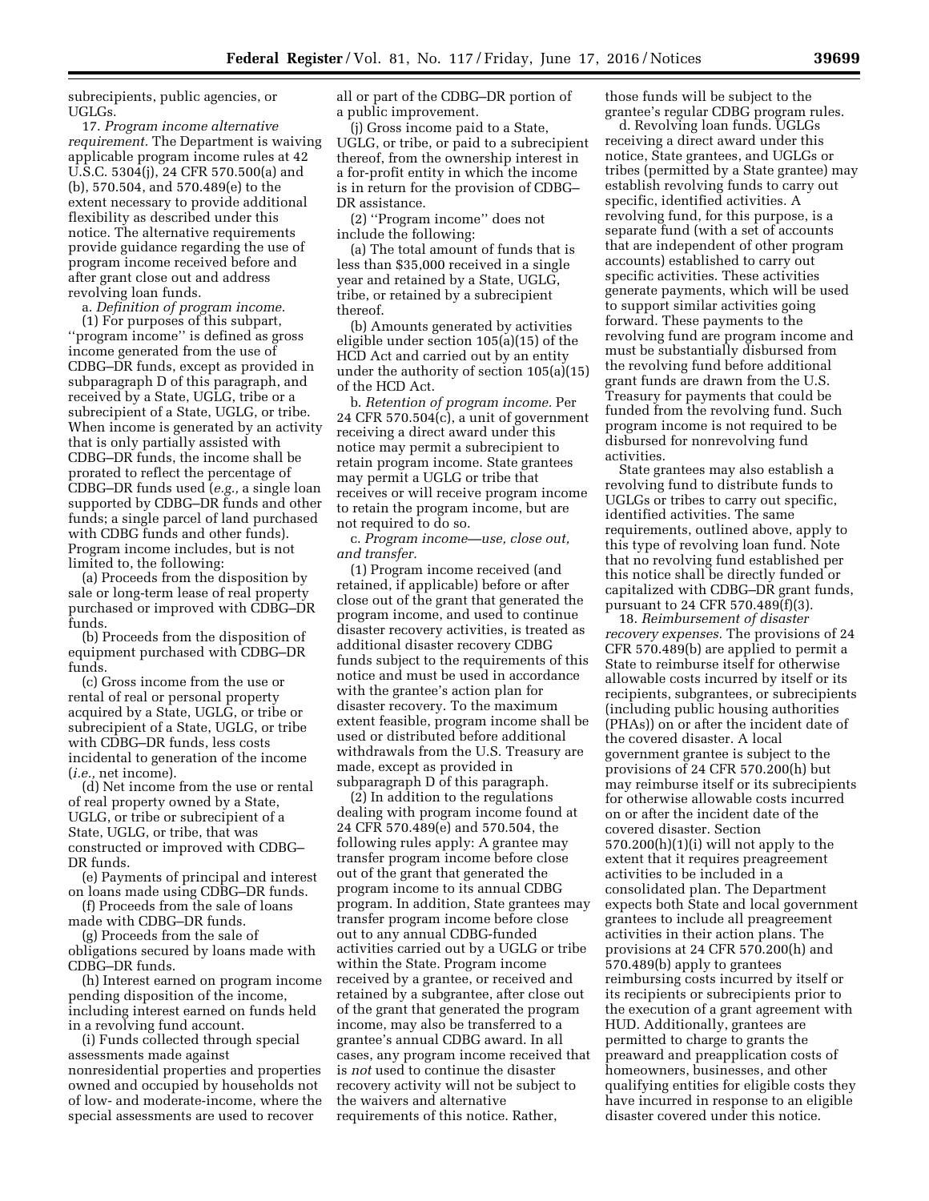subrecipients, public agencies, or UGLGs.

17. *Program income alternative requirement.* The Department is waiving applicable program income rules at 42 U.S.C. 5304(j), 24 CFR 570.500(a) and (b), 570.504, and 570.489(e) to the extent necessary to provide additional flexibility as described under this notice. The alternative requirements provide guidance regarding the use of program income received before and after grant close out and address revolving loan funds.

a. *Definition of program income.*

(1) For purposes of this subpart, ''program income'' is defined as gross income generated from the use of CDBG–DR funds, except as provided in subparagraph D of this paragraph, and received by a State, UGLG, tribe or a subrecipient of a State, UGLG, or tribe. When income is generated by an activity that is only partially assisted with CDBG–DR funds, the income shall be prorated to reflect the percentage of CDBG–DR funds used (*e.g.,* a single loan supported by CDBG–DR funds and other funds; a single parcel of land purchased with CDBG funds and other funds). Program income includes, but is not limited to, the following:

(a) Proceeds from the disposition by sale or long-term lease of real property purchased or improved with CDBG–DR funds.

(b) Proceeds from the disposition of equipment purchased with CDBG–DR funds.

(c) Gross income from the use or rental of real or personal property acquired by a State, UGLG, or tribe or subrecipient of a State, UGLG, or tribe with CDBG–DR funds, less costs incidental to generation of the income (*i.e.,* net income).

(d) Net income from the use or rental of real property owned by a State, UGLG, or tribe or subrecipient of a State, UGLG, or tribe, that was constructed or improved with CDBG–DR funds.

(e) Payments of principal and interest on loans made using CDBG–DR funds.

(f) Proceeds from the sale of loans made with CDBG–DR funds.

(g) Proceeds from the sale of obligations secured by loans made with CDBG–DR funds.

(h) Interest earned on program income pending disposition of the income, including interest earned on funds held in a revolving fund account.

(i) Funds collected through special assessments made against nonresidential properties and properties owned and occupied by households not of low- and moderate-income, where the special assessments are used to recover all or part of the CDBG–DR portion of a public improvement.

(j) Gross income paid to a State, UGLG, or tribe, or paid to a subrecipient thereof, from the ownership interest in a for-profit entity in which the income is in return for the provision of CDBG–DR assistance.

(2) ''Program income'' does not include the following:

(a) The total amount of funds that is less than $35,000 received in a single year and retained by a State, UGLG, tribe, or retained by a subrecipient thereof.

(b) Amounts generated by activities eligible under section 105(a)(15) of the HCD Act and carried out by an entity under the authority of section 105(a)(15) of the HCD Act.

b. *Retention of program income.* Per 24 CFR 570.504(c), a unit of government receiving a direct award under this notice may permit a subrecipient to retain program income. State grantees may permit a UGLG or tribe that receives or will receive program income to retain the program income, but are not required to do so.

c. *Program income—use, close out, and transfer.*

(1) Program income received (and retained, if applicable) before or after close out of the grant that generated the program income, and used to continue disaster recovery activities, is treated as additional disaster recovery CDBG funds subject to the requirements of this notice and must be used in accordance with the grantee's action plan for disaster recovery. To the maximum extent feasible, program income shall be used or distributed before additional withdrawals from the U.S. Treasury are made, except as provided in subparagraph D of this paragraph.

(2) In addition to the regulations dealing with program income found at 24 CFR 570.489(e) and 570.504, the following rules apply: A grantee may transfer program income before close out of the grant that generated the program income to its annual CDBG program. In addition, State grantees may transfer program income before close out to any annual CDBG-funded activities carried out by a UGLG or tribe within the State. Program income received by a grantee, or received and retained by a subgrantee, after close out of the grant that generated the program income, may also be transferred to a grantee's annual CDBG award. In all cases, any program income received that is *not* used to continue the disaster recovery activity will not be subject to the waivers and alternative requirements of this notice. Rather, those funds will be subject to the grantee's regular CDBG program rules.

d. Revolving loan funds. UGLGs receiving a direct award under this notice, State grantees, and UGLGs or tribes (permitted by a State grantee) may establish revolving funds to carry out specific, identified activities. A revolving fund, for this purpose, is a separate fund (with a set of accounts that are independent of other program accounts) established to carry out specific activities. These activities generate payments, which will be used to support similar activities going forward. These payments to the revolving fund are program income and must be substantially disbursed from the revolving fund before additional grant funds are drawn from the U.S. Treasury for payments that could be funded from the revolving fund. Such program income is not required to be disbursed for nonrevolving fund activities.

State grantees may also establish a revolving fund to distribute funds to UGLGs or tribes to carry out specific, identified activities. The same requirements, outlined above, apply to this type of revolving loan fund. Note that no revolving fund established per this notice shall be directly funded or capitalized with CDBG–DR grant funds, pursuant to 24 CFR 570.489(f)(3).

18. *Reimbursement of disaster recovery expenses.* The provisions of 24 CFR 570.489(b) are applied to permit a State to reimburse itself for otherwise allowable costs incurred by itself or its recipients, subgrantees, or subrecipients (including public housing authorities (PHAs)) on or after the incident date of the covered disaster. A local government grantee is subject to the provisions of 24 CFR 570.200(h) but may reimburse itself or its subrecipients for otherwise allowable costs incurred on or after the incident date of the covered disaster. Section 570.200(h)(1)(i) will not apply to the extent that it requires preagreement activities to be included in a consolidated plan. The Department expects both State and local government grantees to include all preagreement activities in their action plans. The provisions at 24 CFR 570.200(h) and 570.489(b) apply to grantees reimbursing costs incurred by itself or its recipients or subrecipients prior to the execution of a grant agreement with HUD. Additionally, grantees are permitted to charge to grants the preaward and preapplication costs of homeowners, businesses, and other qualifying entities for eligible costs they have incurred in response to an eligible disaster covered under this notice.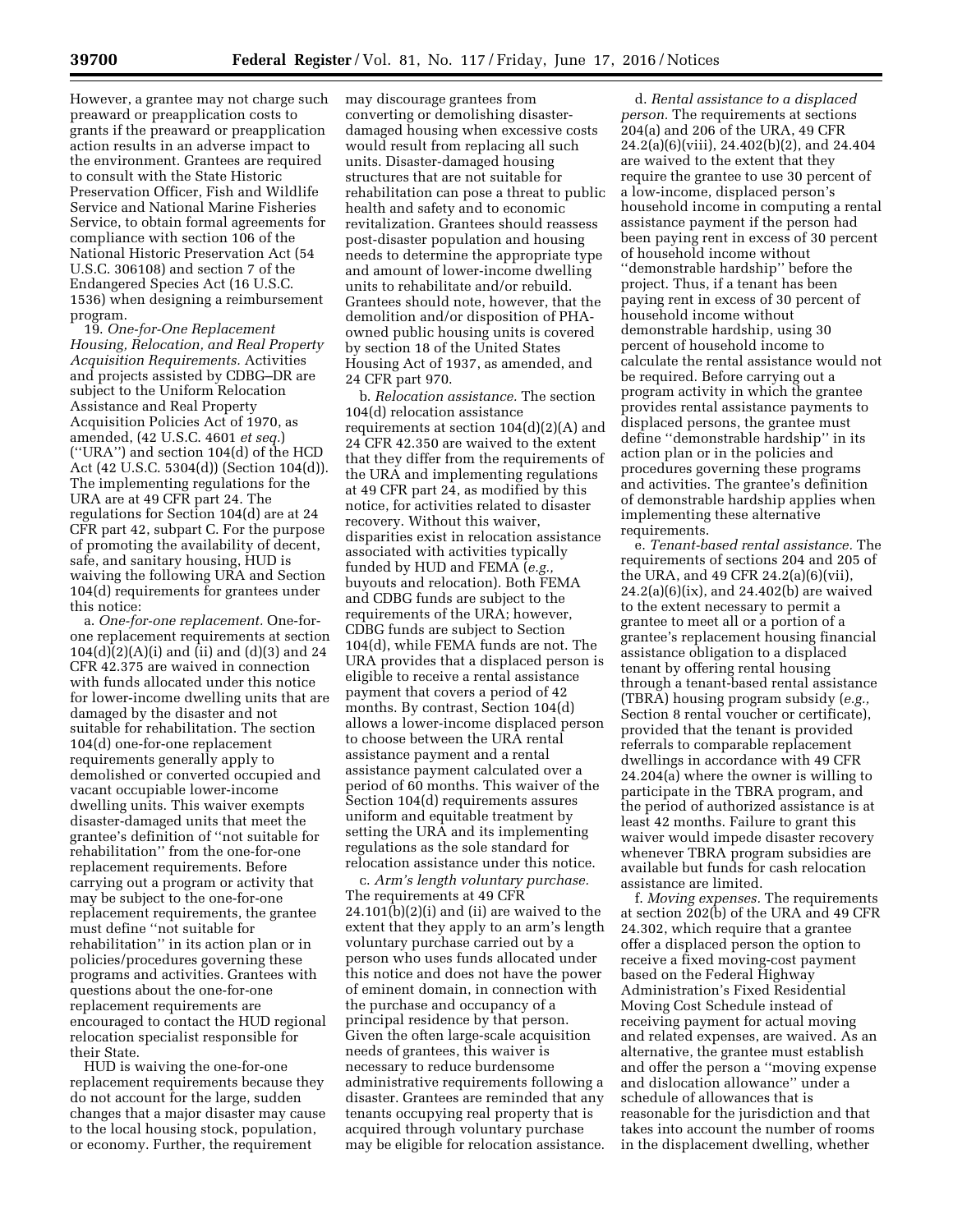However, a grantee may not charge such preaward or preapplication costs to grants if the preaward or preapplication action results in an adverse impact to the environment. Grantees are required to consult with the State Historic Preservation Officer, Fish and Wildlife Service and National Marine Fisheries Service, to obtain formal agreements for compliance with section 106 of the National Historic Preservation Act (54 U.S.C. 306108) and section 7 of the Endangered Species Act (16 U.S.C. 1536) when designing a reimbursement program.

19. *One-for-One Replacement Housing, Relocation, and Real Property Acquisition Requirements.* Activities and projects assisted by CDBG–DR are subject to the Uniform Relocation Assistance and Real Property Acquisition Policies Act of 1970, as amended, (42 U.S.C. 4601 *et seq.*) (''URA'') and section 104(d) of the HCD Act (42 U.S.C. 5304(d)) (Section 104(d)). The implementing regulations for the URA are at 49 CFR part 24. The regulations for Section 104(d) are at 24 CFR part 42, subpart C. For the purpose of promoting the availability of decent, safe, and sanitary housing, HUD is waiving the following URA and Section 104(d) requirements for grantees under this notice:

a. *One-for-one replacement.* One-for-one replacement requirements at section 104(d)(2)(A)(i) and (ii) and (d)(3) and 24 CFR 42.375 are waived in connection with funds allocated under this notice for lower-income dwelling units that are damaged by the disaster and not suitable for rehabilitation. The section 104(d) one-for-one replacement requirements generally apply to demolished or converted occupied and vacant occupiable lower-income dwelling units. This waiver exempts disaster-damaged units that meet the grantee's definition of ''not suitable for rehabilitation'' from the one-for-one replacement requirements. Before carrying out a program or activity that may be subject to the one-for-one replacement requirements, the grantee must define ''not suitable for rehabilitation'' in its action plan or in policies/procedures governing these programs and activities. Grantees with questions about the one-for-one replacement requirements are encouraged to contact the HUD regional relocation specialist responsible for their State.

HUD is waiving the one-for-one replacement requirements because they do not account for the large, sudden changes that a major disaster may cause to the local housing stock, population, or economy. Further, the requirement may discourage grantees from converting or demolishing disaster-damaged housing when excessive costs would result from replacing all such units. Disaster-damaged housing structures that are not suitable for rehabilitation can pose a threat to public health and safety and to economic revitalization. Grantees should reassess post-disaster population and housing needs to determine the appropriate type and amount of lower-income dwelling units to rehabilitate and/or rebuild. Grantees should note, however, that the demolition and/or disposition of PHA-owned public housing units is covered by section 18 of the United States Housing Act of 1937, as amended, and 24 CFR part 970.

b. *Relocation assistance.* The section 104(d) relocation assistance requirements at section 104(d)(2)(A) and 24 CFR 42.350 are waived to the extent that they differ from the requirements of the URA and implementing regulations at 49 CFR part 24, as modified by this notice, for activities related to disaster recovery. Without this waiver, disparities exist in relocation assistance associated with activities typically funded by HUD and FEMA (*e.g.,* buyouts and relocation). Both FEMA and CDBG funds are subject to the requirements of the URA; however, CDBG funds are subject to Section 104(d), while FEMA funds are not. The URA provides that a displaced person is eligible to receive a rental assistance payment that covers a period of 42 months. By contrast, Section 104(d) allows a lower-income displaced person to choose between the URA rental assistance payment and a rental assistance payment calculated over a period of 60 months. This waiver of the Section 104(d) requirements assures uniform and equitable treatment by setting the URA and its implementing regulations as the sole standard for relocation assistance under this notice.

c. *Arm's length voluntary purchase.* The requirements at 49 CFR 24.101(b)(2)(i) and (ii) are waived to the extent that they apply to an arm's length voluntary purchase carried out by a person who uses funds allocated under this notice and does not have the power of eminent domain, in connection with the purchase and occupancy of a principal residence by that person. Given the often large-scale acquisition needs of grantees, this waiver is necessary to reduce burdensome administrative requirements following a disaster. Grantees are reminded that any tenants occupying real property that is acquired through voluntary purchase may be eligible for relocation assistance.

d. *Rental assistance to a displaced person.* The requirements at sections 204(a) and 206 of the URA, 49 CFR 24.2(a)(6)(viii), 24.402(b)(2), and 24.404 are waived to the extent that they require the grantee to use 30 percent of a low-income, displaced person's household income in computing a rental assistance payment if the person had been paying rent in excess of 30 percent of household income without ''demonstrable hardship'' before the project. Thus, if a tenant has been paying rent in excess of 30 percent of household income without demonstrable hardship, using 30 percent of household income to calculate the rental assistance would not be required. Before carrying out a program activity in which the grantee provides rental assistance payments to displaced persons, the grantee must define ''demonstrable hardship'' in its action plan or in the policies and procedures governing these programs and activities. The grantee's definition of demonstrable hardship applies when implementing these alternative requirements.

e. *Tenant-based rental assistance.* The requirements of sections 204 and 205 of the URA, and 49 CFR 24.2(a)(6)(vii), 24.2(a)(6)(ix), and 24.402(b) are waived to the extent necessary to permit a grantee to meet all or a portion of a grantee's replacement housing financial assistance obligation to a displaced tenant by offering rental housing through a tenant-based rental assistance (TBRA) housing program subsidy (*e.g.,* Section 8 rental voucher or certificate), provided that the tenant is provided referrals to comparable replacement dwellings in accordance with 49 CFR 24.204(a) where the owner is willing to participate in the TBRA program, and the period of authorized assistance is at least 42 months. Failure to grant this waiver would impede disaster recovery whenever TBRA program subsidies are available but funds for cash relocation assistance are limited.

f. *Moving expenses.* The requirements at section 202(b) of the URA and 49 CFR 24.302, which require that a grantee offer a displaced person the option to receive a fixed moving-cost payment based on the Federal Highway Administration's Fixed Residential Moving Cost Schedule instead of receiving payment for actual moving and related expenses, are waived. As an alternative, the grantee must establish and offer the person a ''moving expense and dislocation allowance'' under a schedule of allowances that is reasonable for the jurisdiction and that takes into account the number of rooms in the displacement dwelling, whether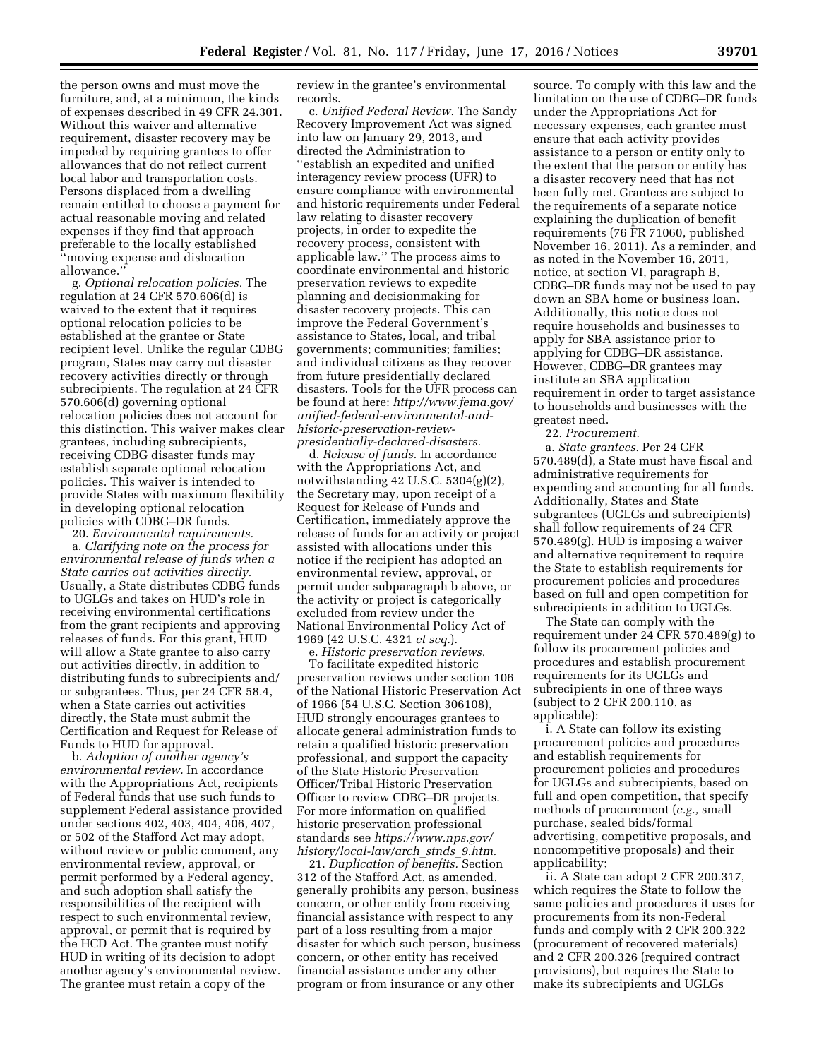the person owns and must move the furniture, and, at a minimum, the kinds of expenses described in 49 CFR 24.301. Without this waiver and alternative requirement, disaster recovery may be impeded by requiring grantees to offer allowances that do not reflect current local labor and transportation costs. Persons displaced from a dwelling remain entitled to choose a payment for actual reasonable moving and related expenses if they find that approach preferable to the locally established ''moving expense and dislocation allowance.''

g. *Optional relocation policies.* The regulation at 24 CFR 570.606(d) is waived to the extent that it requires optional relocation policies to be established at the grantee or State recipient level. Unlike the regular CDBG program, States may carry out disaster recovery activities directly or through subrecipients. The regulation at 24 CFR 570.606(d) governing optional relocation policies does not account for this distinction. This waiver makes clear grantees, including subrecipients, receiving CDBG disaster funds may establish separate optional relocation policies. This waiver is intended to provide States with maximum flexibility in developing optional relocation policies with CDBG–DR funds.

20. *Environmental requirements.*

a. *Clarifying note on the process for environmental release of funds when a State carries out activities directly.* Usually, a State distributes CDBG funds to UGLGs and takes on HUD's role in receiving environmental certifications from the grant recipients and approving releases of funds. For this grant, HUD will allow a State grantee to also carry out activities directly, in addition to distributing funds to subrecipients and/or subgrantees. Thus, per 24 CFR 58.4, when a State carries out activities directly, the State must submit the Certification and Request for Release of Funds to HUD for approval.

b. *Adoption of another agency's environmental review.* In accordance with the Appropriations Act, recipients of Federal funds that use such funds to supplement Federal assistance provided under sections 402, 403, 404, 406, 407, or 502 of the Stafford Act may adopt, without review or public comment, any environmental review, approval, or permit performed by a Federal agency, and such adoption shall satisfy the responsibilities of the recipient with respect to such environmental review, approval, or permit that is required by the HCD Act. The grantee must notify HUD in writing of its decision to adopt another agency's environmental review. The grantee must retain a copy of the review in the grantee's environmental records.

c. *Unified Federal Review.* The Sandy Recovery Improvement Act was signed into law on January 29, 2013, and directed the Administration to ''establish an expedited and unified interagency review process (UFR) to ensure compliance with environmental and historic requirements under Federal law relating to disaster recovery projects, in order to expedite the recovery process, consistent with applicable law.'' The process aims to coordinate environmental and historic preservation reviews to expedite planning and decisionmaking for disaster recovery projects. This can improve the Federal Government's assistance to States, local, and tribal governments; communities; families; and individual citizens as they recover from future presidentially declared disasters. Tools for the UFR process can be found at here: *http://www.fema.gov/unified-federal-environmental-and-historic-preservation-review-presidentially-declared-disasters.*

d. *Release of funds.* In accordance with the Appropriations Act, and notwithstanding 42 U.S.C. 5304(g)(2), the Secretary may, upon receipt of a Request for Release of Funds and Certification, immediately approve the release of funds for an activity or project assisted with allocations under this notice if the recipient has adopted an environmental review, approval, or permit under subparagraph b above, or the activity or project is categorically excluded from review under the National Environmental Policy Act of 1969 (42 U.S.C. 4321 *et seq.*).

e. *Historic preservation reviews.* To facilitate expedited historic preservation reviews under section 106 of the National Historic Preservation Act of 1966 (54 U.S.C. Section 306108), HUD strongly encourages grantees to allocate general administration funds to retain a qualified historic preservation professional, and support the capacity of the State Historic Preservation Officer/Tribal Historic Preservation Officer to review CDBG–DR projects. For more information on qualified historic preservation professional standards see *https://www.nps.gov/history/local-law/arch_stnds_9.htm.*

21. *Duplication of benefits.* Section 312 of the Stafford Act, as amended, generally prohibits any person, business concern, or other entity from receiving financial assistance with respect to any part of a loss resulting from a major disaster for which such person, business concern, or other entity has received financial assistance under any other program or from insurance or any other source. To comply with this law and the limitation on the use of CDBG–DR funds under the Appropriations Act for necessary expenses, each grantee must ensure that each activity provides assistance to a person or entity only to the extent that the person or entity has a disaster recovery need that has not been fully met. Grantees are subject to the requirements of a separate notice explaining the duplication of benefit requirements (76 FR 71060, published November 16, 2011). As a reminder, and as noted in the November 16, 2011, notice, at section VI, paragraph B, CDBG–DR funds may not be used to pay down an SBA home or business loan. Additionally, this notice does not require households and businesses to apply for SBA assistance prior to applying for CDBG–DR assistance. However, CDBG–DR grantees may institute an SBA application requirement in order to target assistance to households and businesses with the greatest need.

22. *Procurement.*

a. *State grantees.* Per 24 CFR 570.489(d), a State must have fiscal and administrative requirements for expending and accounting for all funds. Additionally, States and State subgrantees (UGLGs and subrecipients) shall follow requirements of 24 CFR 570.489(g). HUD is imposing a waiver and alternative requirement to require the State to establish requirements for procurement policies and procedures based on full and open competition for subrecipients in addition to UGLGs.

The State can comply with the requirement under 24 CFR 570.489(g) to follow its procurement policies and procedures and establish procurement requirements for its UGLGs and subrecipients in one of three ways (subject to 2 CFR 200.110, as applicable):

i. A State can follow its existing procurement policies and procedures and establish requirements for procurement policies and procedures for UGLGs and subrecipients, based on full and open competition, that specify methods of procurement (*e.g.,* small purchase, sealed bids/formal advertising, competitive proposals, and noncompetitive proposals) and their applicability;

ii. A State can adopt 2 CFR 200.317, which requires the State to follow the same policies and procedures it uses for procurements from its non-Federal funds and comply with 2 CFR 200.322 (procurement of recovered materials) and 2 CFR 200.326 (required contract provisions), but requires the State to make its subrecipients and UGLGs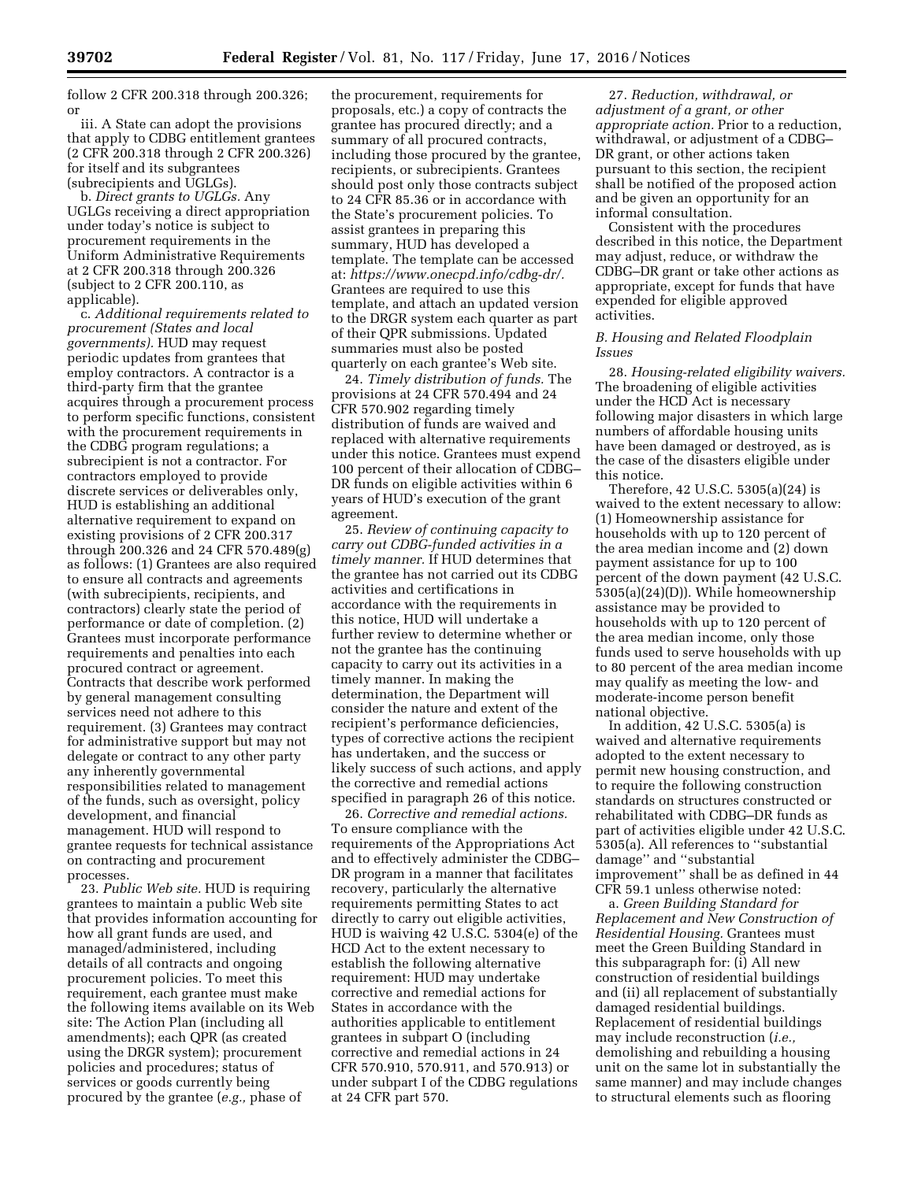follow 2 CFR 200.318 through 200.326; or

iii. A State can adopt the provisions that apply to CDBG entitlement grantees (2 CFR 200.318 through 2 CFR 200.326) for itself and its subgrantees (subrecipients and UGLGs).

b. *Direct grants to UGLGs.* Any UGLGs receiving a direct appropriation under today's notice is subject to procurement requirements in the Uniform Administrative Requirements at 2 CFR 200.318 through 200.326 (subject to 2 CFR 200.110, as applicable).

c. *Additional requirements related to procurement (States and local governments).* HUD may request periodic updates from grantees that employ contractors. A contractor is a third-party firm that the grantee acquires through a procurement process to perform specific functions, consistent with the procurement requirements in the CDBG program regulations; a subrecipient is not a contractor. For contractors employed to provide discrete services or deliverables only, HUD is establishing an additional alternative requirement to expand on existing provisions of 2 CFR 200.317 through 200.326 and 24 CFR 570.489(g) as follows: (1) Grantees are also required to ensure all contracts and agreements (with subrecipients, recipients, and contractors) clearly state the period of performance or date of completion. (2) Grantees must incorporate performance requirements and penalties into each procured contract or agreement. Contracts that describe work performed by general management consulting services need not adhere to this requirement. (3) Grantees may contract for administrative support but may not delegate or contract to any other party any inherently governmental responsibilities related to management of the funds, such as oversight, policy development, and financial management. HUD will respond to grantee requests for technical assistance on contracting and procurement processes.

23. *Public Web site.* HUD is requiring grantees to maintain a public Web site that provides information accounting for how all grant funds are used, and managed/administered, including details of all contracts and ongoing procurement policies. To meet this requirement, each grantee must make the following items available on its Web site: The Action Plan (including all amendments); each QPR (as created using the DRGR system); procurement policies and procedures; status of services or goods currently being procured by the grantee (*e.g.,* phase of the procurement, requirements for proposals, etc.) a copy of contracts the grantee has procured directly; and a summary of all procured contracts, including those procured by the grantee, recipients, or subrecipients. Grantees should post only those contracts subject to 24 CFR 85.36 or in accordance with the State's procurement policies. To assist grantees in preparing this summary, HUD has developed a template. The template can be accessed at: *https://www.onecpd.info/cdbg-dr/.* Grantees are required to use this template, and attach an updated version to the DRGR system each quarter as part of their QPR submissions. Updated summaries must also be posted quarterly on each grantee's Web site.

24. *Timely distribution of funds.* The provisions at 24 CFR 570.494 and 24 CFR 570.902 regarding timely distribution of funds are waived and replaced with alternative requirements under this notice. Grantees must expend 100 percent of their allocation of CDBG–DR funds on eligible activities within 6 years of HUD's execution of the grant agreement.

25. *Review of continuing capacity to carry out CDBG-funded activities in a timely manner.* If HUD determines that the grantee has not carried out its CDBG activities and certifications in accordance with the requirements in this notice, HUD will undertake a further review to determine whether or not the grantee has the continuing capacity to carry out its activities in a timely manner. In making the determination, the Department will consider the nature and extent of the recipient's performance deficiencies, types of corrective actions the recipient has undertaken, and the success or likely success of such actions, and apply the corrective and remedial actions specified in paragraph 26 of this notice.

26. *Corrective and remedial actions.* To ensure compliance with the requirements of the Appropriations Act and to effectively administer the CDBG–DR program in a manner that facilitates recovery, particularly the alternative requirements permitting States to act directly to carry out eligible activities, HUD is waiving 42 U.S.C. 5304(e) of the HCD Act to the extent necessary to establish the following alternative requirement: HUD may undertake corrective and remedial actions for States in accordance with the authorities applicable to entitlement grantees in subpart O (including corrective and remedial actions in 24 CFR 570.910, 570.911, and 570.913) or under subpart I of the CDBG regulations at 24 CFR part 570.

27. *Reduction, withdrawal, or adjustment of a grant, or other appropriate action.* Prior to a reduction, withdrawal, or adjustment of a CDBG–DR grant, or other actions taken pursuant to this section, the recipient shall be notified of the proposed action and be given an opportunity for an informal consultation.

Consistent with the procedures described in this notice, the Department may adjust, reduce, or withdraw the CDBG–DR grant or take other actions as appropriate, except for funds that have expended for eligible approved activities.

### *B. Housing and Related Floodplain Issues*

28. *Housing-related eligibility waivers.* The broadening of eligible activities under the HCD Act is necessary following major disasters in which large numbers of affordable housing units have been damaged or destroyed, as is the case of the disasters eligible under this notice.

Therefore, 42 U.S.C. 5305(a)(24) is waived to the extent necessary to allow: (1) Homeownership assistance for households with up to 120 percent of the area median income and (2) down payment assistance for up to 100 percent of the down payment (42 U.S.C. 5305(a)(24)(D)). While homeownership assistance may be provided to households with up to 120 percent of the area median income, only those funds used to serve households with up to 80 percent of the area median income may qualify as meeting the low- and moderate-income person benefit national objective.

In addition, 42 U.S.C. 5305(a) is waived and alternative requirements adopted to the extent necessary to permit new housing construction, and to require the following construction standards on structures constructed or rehabilitated with CDBG–DR funds as part of activities eligible under 42 U.S.C. 5305(a). All references to ''substantial damage'' and ''substantial improvement'' shall be as defined in 44 CFR 59.1 unless otherwise noted:

a. *Green Building Standard for Replacement and New Construction of Residential Housing.* Grantees must meet the Green Building Standard in this subparagraph for: (i) All new construction of residential buildings and (ii) all replacement of substantially damaged residential buildings. Replacement of residential buildings may include reconstruction (*i.e.,* demolishing and rebuilding a housing unit on the same lot in substantially the same manner) and may include changes to structural elements such as flooring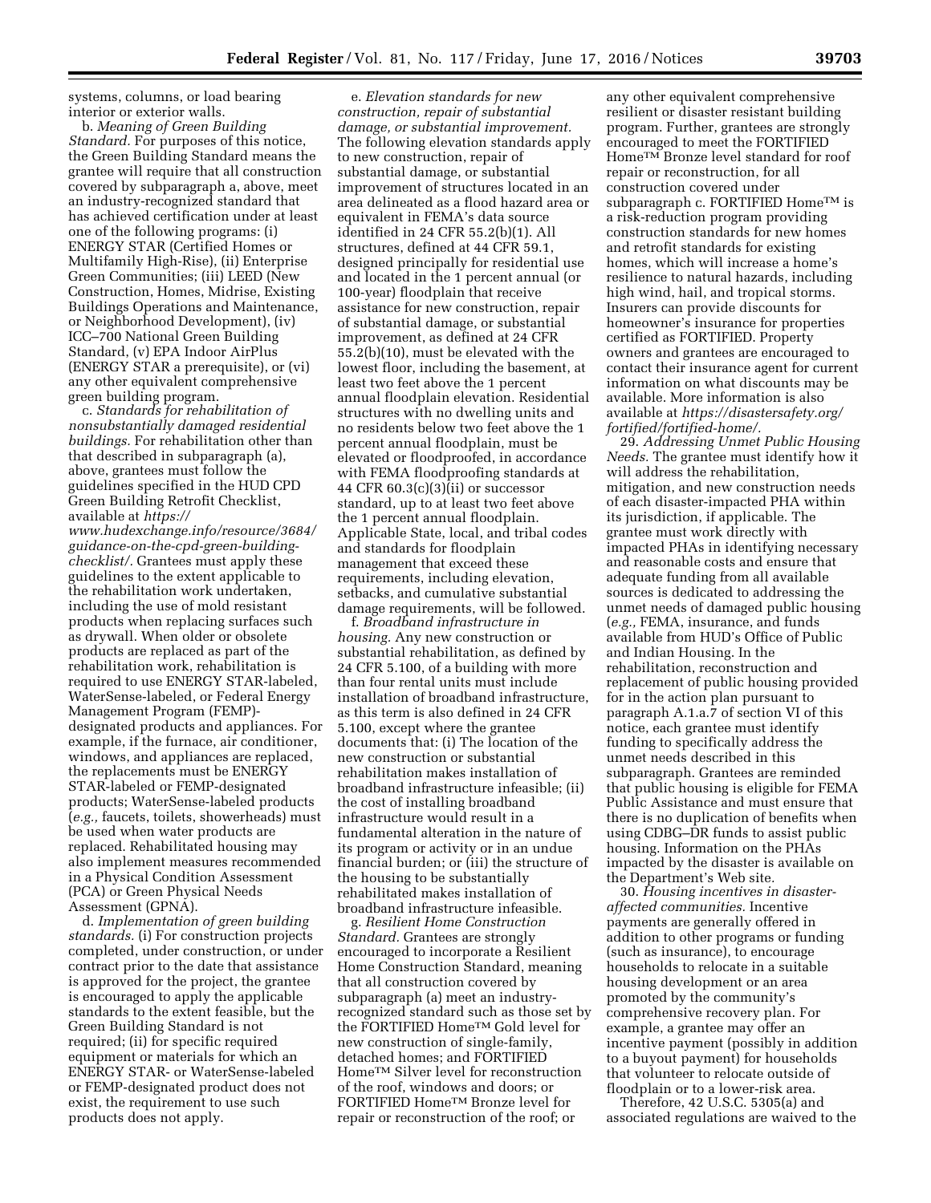systems, columns, or load bearing interior or exterior walls.

b. *Meaning of Green Building Standard.* For purposes of this notice, the Green Building Standard means the grantee will require that all construction covered by subparagraph a, above, meet an industry-recognized standard that has achieved certification under at least one of the following programs: (i) ENERGY STAR (Certified Homes or Multifamily High-Rise), (ii) Enterprise Green Communities; (iii) LEED (New Construction, Homes, Midrise, Existing Buildings Operations and Maintenance, or Neighborhood Development), (iv) ICC–700 National Green Building Standard, (v) EPA Indoor AirPlus (ENERGY STAR a prerequisite), or (vi) any other equivalent comprehensive green building program.

c. *Standards for rehabilitation of nonsubstantially damaged residential buildings.* For rehabilitation other than that described in subparagraph (a), above, grantees must follow the guidelines specified in the HUD CPD Green Building Retrofit Checklist, available at *https://www.hudexchange.info/resource/3684/guidance-on-the-cpd-green-building-checklist/.* Grantees must apply these guidelines to the extent applicable to the rehabilitation work undertaken, including the use of mold resistant products when replacing surfaces such as drywall. When older or obsolete products are replaced as part of the rehabilitation work, rehabilitation is required to use ENERGY STAR-labeled, WaterSense-labeled, or Federal Energy Management Program (FEMP)-designated products and appliances. For example, if the furnace, air conditioner, windows, and appliances are replaced, the replacements must be ENERGY STAR-labeled or FEMP-designated products; WaterSense-labeled products (*e.g.,* faucets, toilets, showerheads) must be used when water products are replaced. Rehabilitated housing may also implement measures recommended in a Physical Condition Assessment (PCA) or Green Physical Needs Assessment (GPNA).

d. *Implementation of green building standards.* (i) For construction projects completed, under construction, or under contract prior to the date that assistance is approved for the project, the grantee is encouraged to apply the applicable standards to the extent feasible, but the Green Building Standard is not required; (ii) for specific required equipment or materials for which an ENERGY STAR- or WaterSense-labeled or FEMP-designated product does not exist, the requirement to use such products does not apply.

e. *Elevation standards for new construction, repair of substantial damage, or substantial improvement.* The following elevation standards apply to new construction, repair of substantial damage, or substantial improvement of structures located in an area delineated as a flood hazard area or equivalent in FEMA's data source identified in 24 CFR 55.2(b)(1). All structures, defined at 44 CFR 59.1, designed principally for residential use and located in the 1 percent annual (or 100-year) floodplain that receive assistance for new construction, repair of substantial damage, or substantial improvement, as defined at 24 CFR 55.2(b)(10), must be elevated with the lowest floor, including the basement, at least two feet above the 1 percent annual floodplain elevation. Residential structures with no dwelling units and no residents below two feet above the 1 percent annual floodplain, must be elevated or floodproofed, in accordance with FEMA floodproofing standards at 44 CFR 60.3(c)(3)(ii) or successor standard, up to at least two feet above the 1 percent annual floodplain. Applicable State, local, and tribal codes and standards for floodplain management that exceed these requirements, including elevation, setbacks, and cumulative substantial damage requirements, will be followed.

f. *Broadband infrastructure in housing.* Any new construction or substantial rehabilitation, as defined by 24 CFR 5.100, of a building with more than four rental units must include installation of broadband infrastructure, as this term is also defined in 24 CFR 5.100, except where the grantee documents that: (i) The location of the new construction or substantial rehabilitation makes installation of broadband infrastructure infeasible; (ii) the cost of installing broadband infrastructure would result in a fundamental alteration in the nature of its program or activity or in an undue financial burden; or (iii) the structure of the housing to be substantially rehabilitated makes installation of broadband infrastructure infeasible.

g. *Resilient Home Construction Standard.* Grantees are strongly encouraged to incorporate a Resilient Home Construction Standard, meaning that all construction covered by subparagraph (a) meet an industry-recognized standard such as those set by the FORTIFIED Home™ Gold level for new construction of single-family, detached homes; and FORTIFIED Home™ Silver level for reconstruction of the roof, windows and doors; or FORTIFIED Home™ Bronze level for repair or reconstruction of the roof; or any other equivalent comprehensive resilient or disaster resistant building program. Further, grantees are strongly encouraged to meet the FORTIFIED Home™ Bronze level standard for roof repair or reconstruction, for all construction covered under subparagraph c. FORTIFIED Home™ is a risk-reduction program providing construction standards for new homes and retrofit standards for existing homes, which will increase a home's resilience to natural hazards, including high wind, hail, and tropical storms. Insurers can provide discounts for homeowner's insurance for properties certified as FORTIFIED. Property owners and grantees are encouraged to contact their insurance agent for current information on what discounts may be available. More information is also available at *https://disastersafety.org/fortified/fortified-home/.*

29. *Addressing Unmet Public Housing Needs.* The grantee must identify how it will address the rehabilitation, mitigation, and new construction needs of each disaster-impacted PHA within its jurisdiction, if applicable. The grantee must work directly with impacted PHAs in identifying necessary and reasonable costs and ensure that adequate funding from all available sources is dedicated to addressing the unmet needs of damaged public housing (*e.g.,* FEMA, insurance, and funds available from HUD's Office of Public and Indian Housing. In the rehabilitation, reconstruction and replacement of public housing provided for in the action plan pursuant to paragraph A.1.a.7 of section VI of this notice, each grantee must identify funding to specifically address the unmet needs described in this subparagraph. Grantees are reminded that public housing is eligible for FEMA Public Assistance and must ensure that there is no duplication of benefits when using CDBG–DR funds to assist public housing. Information on the PHAs impacted by the disaster is available on the Department's Web site.

30. *Housing incentives in disaster-affected communities.* Incentive payments are generally offered in addition to other programs or funding (such as insurance), to encourage households to relocate in a suitable housing development or an area promoted by the community's comprehensive recovery plan. For example, a grantee may offer an incentive payment (possibly in addition to a buyout payment) for households that volunteer to relocate outside of floodplain or to a lower-risk area.

Therefore, 42 U.S.C. 5305(a) and associated regulations are waived to the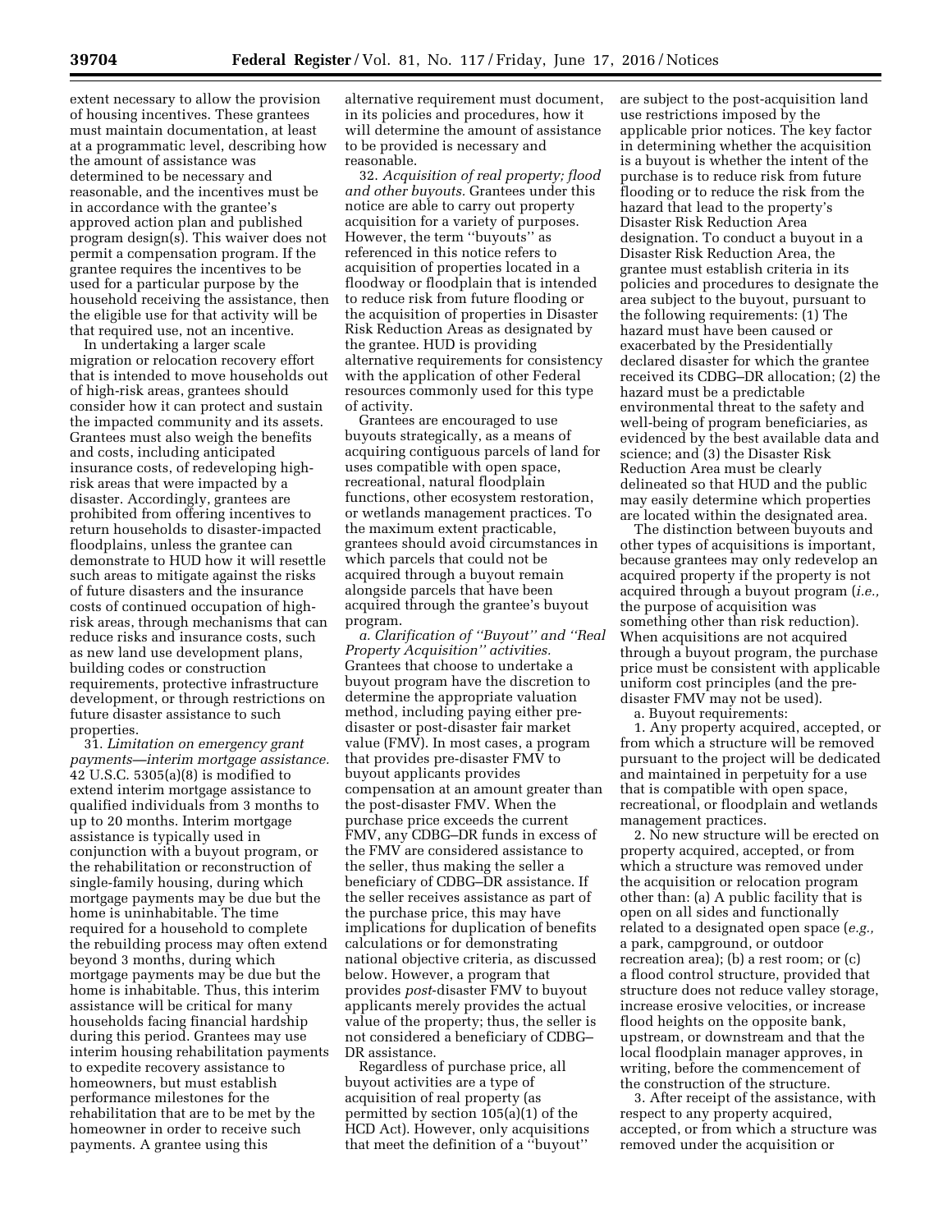extent necessary to allow the provision of housing incentives. These grantees must maintain documentation, at least at a programmatic level, describing how the amount of assistance was determined to be necessary and reasonable, and the incentives must be in accordance with the grantee's approved action plan and published program design(s). This waiver does not permit a compensation program. If the grantee requires the incentives to be used for a particular purpose by the household receiving the assistance, then the eligible use for that activity will be that required use, not an incentive.

In undertaking a larger scale migration or relocation recovery effort that is intended to move households out of high-risk areas, grantees should consider how it can protect and sustain the impacted community and its assets. Grantees must also weigh the benefits and costs, including anticipated insurance costs, of redeveloping high-risk areas that were impacted by a disaster. Accordingly, grantees are prohibited from offering incentives to return households to disaster-impacted floodplains, unless the grantee can demonstrate to HUD how it will resettle such areas to mitigate against the risks of future disasters and the insurance costs of continued occupation of high-risk areas, through mechanisms that can reduce risks and insurance costs, such as new land use development plans, building codes or construction requirements, protective infrastructure development, or through restrictions on future disaster assistance to such properties.

31. *Limitation on emergency grant payments—interim mortgage assistance.* 42 U.S.C. 5305(a)(8) is modified to extend interim mortgage assistance to qualified individuals from 3 months to up to 20 months. Interim mortgage assistance is typically used in conjunction with a buyout program, or the rehabilitation or reconstruction of single-family housing, during which mortgage payments may be due but the home is uninhabitable. The time required for a household to complete the rebuilding process may often extend beyond 3 months, during which mortgage payments may be due but the home is inhabitable. Thus, this interim assistance will be critical for many households facing financial hardship during this period. Grantees may use interim housing rehabilitation payments to expedite recovery assistance to homeowners, but must establish performance milestones for the rehabilitation that are to be met by the homeowner in order to receive such payments. A grantee using this alternative requirement must document, in its policies and procedures, how it will determine the amount of assistance to be provided is necessary and reasonable.

32. *Acquisition of real property; flood and other buyouts.* Grantees under this notice are able to carry out property acquisition for a variety of purposes. However, the term ''buyouts'' as referenced in this notice refers to acquisition of properties located in a floodway or floodplain that is intended to reduce risk from future flooding or the acquisition of properties in Disaster Risk Reduction Areas as designated by the grantee. HUD is providing alternative requirements for consistency with the application of other Federal resources commonly used for this type of activity.

Grantees are encouraged to use buyouts strategically, as a means of acquiring contiguous parcels of land for uses compatible with open space, recreational, natural floodplain functions, other ecosystem restoration, or wetlands management practices. To the maximum extent practicable, grantees should avoid circumstances in which parcels that could not be acquired through a buyout remain alongside parcels that have been acquired through the grantee's buyout program.

*a. Clarification of ''Buyout'' and ''Real Property Acquisition'' activities.* Grantees that choose to undertake a buyout program have the discretion to determine the appropriate valuation method, including paying either pre-disaster or post-disaster fair market value (FMV). In most cases, a program that provides pre-disaster FMV to buyout applicants provides compensation at an amount greater than the post-disaster FMV. When the purchase price exceeds the current FMV, any CDBG–DR funds in excess of the FMV are considered assistance to the seller, thus making the seller a beneficiary of CDBG–DR assistance. If the seller receives assistance as part of the purchase price, this may have implications for duplication of benefits calculations or for demonstrating national objective criteria, as discussed below. However, a program that provides *post*-disaster FMV to buyout applicants merely provides the actual value of the property; thus, the seller is not considered a beneficiary of CDBG–DR assistance.

Regardless of purchase price, all buyout activities are a type of acquisition of real property (as permitted by section 105(a)(1) of the HCD Act). However, only acquisitions that meet the definition of a ''buyout'' are subject to the post-acquisition land use restrictions imposed by the applicable prior notices. The key factor in determining whether the acquisition is a buyout is whether the intent of the purchase is to reduce risk from future flooding or to reduce the risk from the hazard that lead to the property's Disaster Risk Reduction Area designation. To conduct a buyout in a Disaster Risk Reduction Area, the grantee must establish criteria in its policies and procedures to designate the area subject to the buyout, pursuant to the following requirements: (1) The hazard must have been caused or exacerbated by the Presidentially declared disaster for which the grantee received its CDBG–DR allocation; (2) the hazard must be a predictable environmental threat to the safety and well-being of program beneficiaries, as evidenced by the best available data and science; and (3) the Disaster Risk Reduction Area must be clearly delineated so that HUD and the public may easily determine which properties are located within the designated area.

The distinction between buyouts and other types of acquisitions is important, because grantees may only redevelop an acquired property if the property is not acquired through a buyout program (*i.e.,* the purpose of acquisition was something other than risk reduction). When acquisitions are not acquired through a buyout program, the purchase price must be consistent with applicable uniform cost principles (and the pre-disaster FMV may not be used).

a. Buyout requirements:

1. Any property acquired, accepted, or from which a structure will be removed pursuant to the project will be dedicated and maintained in perpetuity for a use that is compatible with open space, recreational, or floodplain and wetlands management practices.

2. No new structure will be erected on property acquired, accepted, or from which a structure was removed under the acquisition or relocation program other than: (a) A public facility that is open on all sides and functionally related to a designated open space (*e.g.,* a park, campground, or outdoor recreation area); (b) a rest room; or (c) a flood control structure, provided that structure does not reduce valley storage, increase erosive velocities, or increase flood heights on the opposite bank, upstream, or downstream and that the local floodplain manager approves, in writing, before the commencement of the construction of the structure.

3. After receipt of the assistance, with respect to any property acquired, accepted, or from which a structure was removed under the acquisition or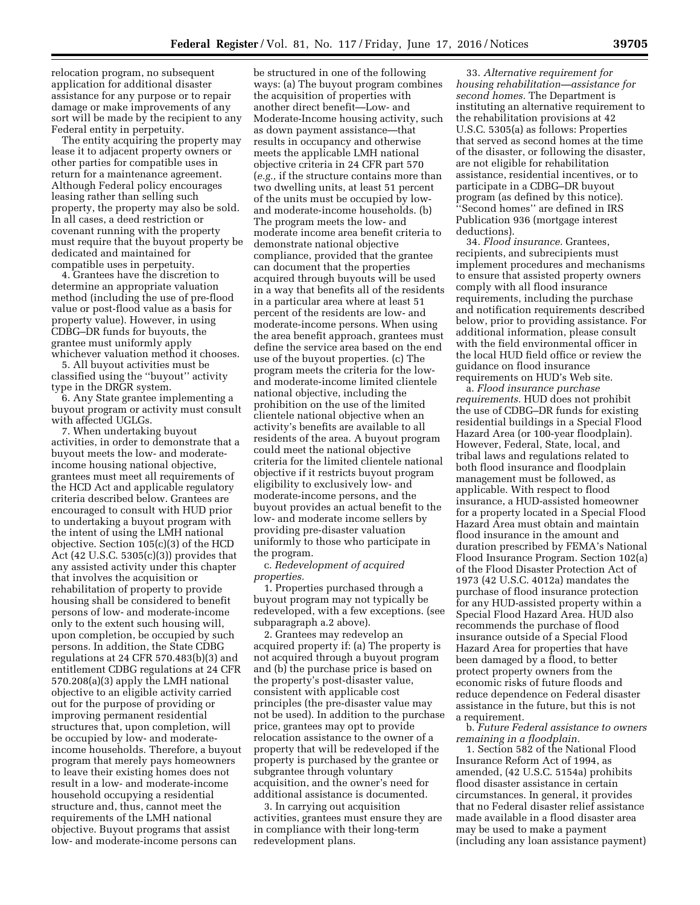relocation program, no subsequent application for additional disaster assistance for any purpose or to repair damage or make improvements of any sort will be made by the recipient to any Federal entity in perpetuity.

The entity acquiring the property may lease it to adjacent property owners or other parties for compatible uses in return for a maintenance agreement. Although Federal policy encourages leasing rather than selling such property, the property may also be sold. In all cases, a deed restriction or covenant running with the property must require that the buyout property be dedicated and maintained for compatible uses in perpetuity.

4. Grantees have the discretion to determine an appropriate valuation method (including the use of pre-flood value or post-flood value as a basis for property value). However, in using CDBG–DR funds for buyouts, the grantee must uniformly apply whichever valuation method it chooses.

5. All buyout activities must be classified using the ''buyout'' activity type in the DRGR system.

6. Any State grantee implementing a buyout program or activity must consult with affected UGLGs.

7. When undertaking buyout activities, in order to demonstrate that a buyout meets the low- and moderate-income housing national objective, grantees must meet all requirements of the HCD Act and applicable regulatory criteria described below. Grantees are encouraged to consult with HUD prior to undertaking a buyout program with the intent of using the LMH national objective. Section 105(c)(3) of the HCD Act (42 U.S.C. 5305(c)(3)) provides that any assisted activity under this chapter that involves the acquisition or rehabilitation of property to provide housing shall be considered to benefit persons of low- and moderate-income only to the extent such housing will, upon completion, be occupied by such persons. In addition, the State CDBG regulations at 24 CFR 570.483(b)(3) and entitlement CDBG regulations at 24 CFR 570.208(a)(3) apply the LMH national objective to an eligible activity carried out for the purpose of providing or improving permanent residential structures that, upon completion, will be occupied by low- and moderate-income households. Therefore, a buyout program that merely pays homeowners to leave their existing homes does not result in a low- and moderate-income household occupying a residential structure and, thus, cannot meet the requirements of the LMH national objective. Buyout programs that assist low- and moderate-income persons can be structured in one of the following ways: (a) The buyout program combines the acquisition of properties with another direct benefit—Low- and Moderate-Income housing activity, such as down payment assistance—that results in occupancy and otherwise meets the applicable LMH national objective criteria in 24 CFR part 570 (*e.g.,* if the structure contains more than two dwelling units, at least 51 percent of the units must be occupied by low- and moderate-income households. (b) The program meets the low- and moderate income area benefit criteria to demonstrate national objective compliance, provided that the grantee can document that the properties acquired through buyouts will be used in a way that benefits all of the residents in a particular area where at least 51 percent of the residents are low- and moderate-income persons. When using the area benefit approach, grantees must define the service area based on the end use of the buyout properties. (c) The program meets the criteria for the low- and moderate-income limited clientele national objective, including the prohibition on the use of the limited clientele national objective when an activity's benefits are available to all residents of the area. A buyout program could meet the national objective criteria for the limited clientele national objective if it restricts buyout program eligibility to exclusively low- and moderate-income persons, and the buyout provides an actual benefit to the low- and moderate income sellers by providing pre-disaster valuation uniformly to those who participate in the program.

c. *Redevelopment of acquired properties.*

1. Properties purchased through a buyout program may not typically be redeveloped, with a few exceptions. (see subparagraph a.2 above).

2. Grantees may redevelop an acquired property if: (a) The property is not acquired through a buyout program and (b) the purchase price is based on the property's post-disaster value, consistent with applicable cost principles (the pre-disaster value may not be used). In addition to the purchase price, grantees may opt to provide relocation assistance to the owner of a property that will be redeveloped if the property is purchased by the grantee or subgrantee through voluntary acquisition, and the owner's need for additional assistance is documented.

3. In carrying out acquisition activities, grantees must ensure they are in compliance with their long-term redevelopment plans.

33. *Alternative requirement for housing rehabilitation—assistance for second homes.* The Department is instituting an alternative requirement to the rehabilitation provisions at 42 U.S.C. 5305(a) as follows: Properties that served as second homes at the time of the disaster, or following the disaster, are not eligible for rehabilitation assistance, residential incentives, or to participate in a CDBG–DR buyout program (as defined by this notice). ''Second homes'' are defined in IRS Publication 936 (mortgage interest deductions).

34. *Flood insurance.* Grantees, recipients, and subrecipients must implement procedures and mechanisms to ensure that assisted property owners comply with all flood insurance requirements, including the purchase and notification requirements described below, prior to providing assistance. For additional information, please consult with the field environmental officer in the local HUD field office or review the guidance on flood insurance requirements on HUD's Web site.

a. *Flood insurance purchase requirements.* HUD does not prohibit the use of CDBG–DR funds for existing residential buildings in a Special Flood Hazard Area (or 100-year floodplain). However, Federal, State, local, and tribal laws and regulations related to both flood insurance and floodplain management must be followed, as applicable. With respect to flood insurance, a HUD-assisted homeowner for a property located in a Special Flood Hazard Area must obtain and maintain flood insurance in the amount and duration prescribed by FEMA's National Flood Insurance Program. Section 102(a) of the Flood Disaster Protection Act of 1973 (42 U.S.C. 4012a) mandates the purchase of flood insurance protection for any HUD-assisted property within a Special Flood Hazard Area. HUD also recommends the purchase of flood insurance outside of a Special Flood Hazard Area for properties that have been damaged by a flood, to better protect property owners from the economic risks of future floods and reduce dependence on Federal disaster assistance in the future, but this is not a requirement.

b. *Future Federal assistance to owners remaining in a floodplain.*

1. Section 582 of the National Flood Insurance Reform Act of 1994, as amended, (42 U.S.C. 5154a) prohibits flood disaster assistance in certain circumstances. In general, it provides that no Federal disaster relief assistance made available in a flood disaster area may be used to make a payment (including any loan assistance payment)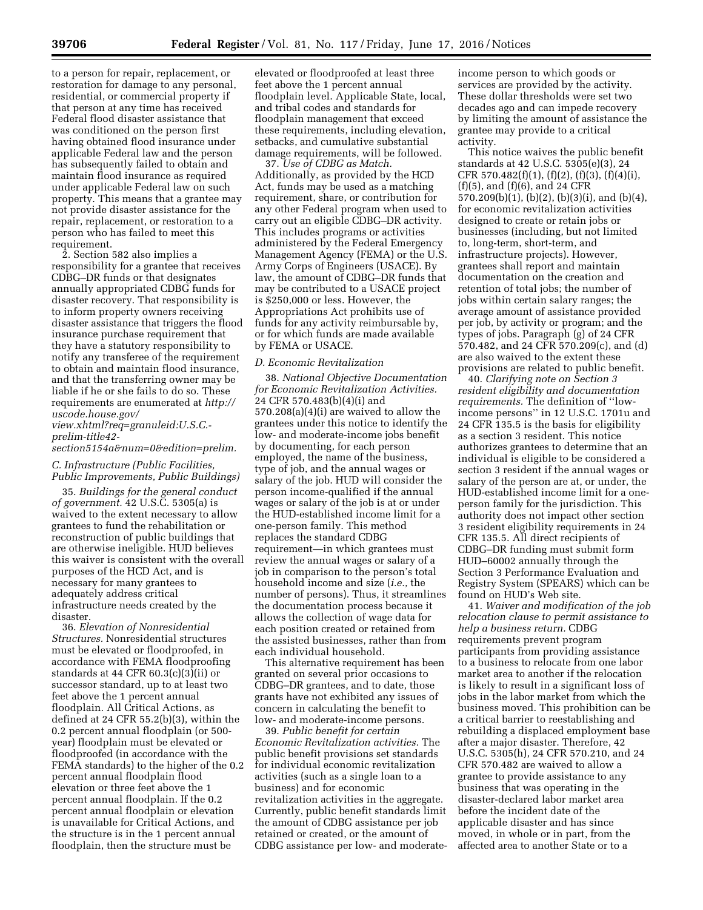to a person for repair, replacement, or restoration for damage to any personal, residential, or commercial property if that person at any time has received Federal flood disaster assistance that was conditioned on the person first having obtained flood insurance under applicable Federal law and the person has subsequently failed to obtain and maintain flood insurance as required under applicable Federal law on such property. This means that a grantee may not provide disaster assistance for the repair, replacement, or restoration to a person who has failed to meet this requirement.

2. Section 582 also implies a responsibility for a grantee that receives CDBG–DR funds or that designates annually appropriated CDBG funds for disaster recovery. That responsibility is to inform property owners receiving disaster assistance that triggers the flood insurance purchase requirement that they have a statutory responsibility to notify any transferee of the requirement to obtain and maintain flood insurance, and that the transferring owner may be liable if he or she fails to do so. These requirements are enumerated at *http://uscode.house.gov/view.xhtml?req=granuleid:U.S.C.-prelim-title42-section5154a&num=0&edition=prelim.*

### C. Infrastructure (Public Facilities, Public Improvements, Public Buildings)

35. *Buildings for the general conduct of government.* 42 U.S.C. 5305(a) is waived to the extent necessary to allow grantees to fund the rehabilitation or reconstruction of public buildings that are otherwise ineligible. HUD believes this waiver is consistent with the overall purposes of the HCD Act, and is necessary for many grantees to adequately address critical infrastructure needs created by the disaster.

36. *Elevation of Nonresidential Structures.* Nonresidential structures must be elevated or floodproofed, in accordance with FEMA floodproofing standards at 44 CFR 60.3(c)(3)(ii) or successor standard, up to at least two feet above the 1 percent annual floodplain. All Critical Actions, as defined at 24 CFR 55.2(b)(3), within the 0.2 percent annual floodplain (or 500-year) floodplain must be elevated or floodproofed (in accordance with the FEMA standards) to the higher of the 0.2 percent annual floodplain flood elevation or three feet above the 1 percent annual floodplain. If the 0.2 percent annual floodplain or elevation is unavailable for Critical Actions, and the structure is in the 1 percent annual floodplain, then the structure must be elevated or floodproofed at least three feet above the 1 percent annual floodplain level. Applicable State, local, and tribal codes and standards for floodplain management that exceed these requirements, including elevation, setbacks, and cumulative substantial damage requirements, will be followed.

37. *Use of CDBG as Match.* Additionally, as provided by the HCD Act, funds may be used as a matching requirement, share, or contribution for any other Federal program when used to carry out an eligible CDBG–DR activity. This includes programs or activities administered by the Federal Emergency Management Agency (FEMA) or the U.S. Army Corps of Engineers (USACE). By law, the amount of CDBG–DR funds that may be contributed to a USACE project is $250,000 or less. However, the Appropriations Act prohibits use of funds for any activity reimbursable by, or for which funds are made available by FEMA or USACE.

### D. Economic Revitalization

38. *National Objective Documentation for Economic Revitalization Activities.* 24 CFR 570.483(b)(4)(i) and 570.208(a)(4)(i) are waived to allow the grantees under this notice to identify the low- and moderate-income jobs benefit by documenting, for each person employed, the name of the business, type of job, and the annual wages or salary of the job. HUD will consider the person income-qualified if the annual wages or salary of the job is at or under the HUD-established income limit for a one-person family. This method replaces the standard CDBG requirement—in which grantees must review the annual wages or salary of a job in comparison to the person's total household income and size (*i.e.,* the number of persons). Thus, it streamlines the documentation process because it allows the collection of wage data for each position created or retained from the assisted businesses, rather than from each individual household.

This alternative requirement has been granted on several prior occasions to CDBG–DR grantees, and to date, those grants have not exhibited any issues of concern in calculating the benefit to low- and moderate-income persons.

39. *Public benefit for certain Economic Revitalization activities.* The public benefit provisions set standards for individual economic revitalization activities (such as a single loan to a business) and for economic revitalization activities in the aggregate. Currently, public benefit standards limit the amount of CDBG assistance per job retained or created, or the amount of CDBG assistance per low- and moderate-income person to which goods or services are provided by the activity. These dollar thresholds were set two decades ago and can impede recovery by limiting the amount of assistance the grantee may provide to a critical activity.

This notice waives the public benefit standards at 42 U.S.C. 5305(e)(3), 24 CFR 570.482(f)(1), (f)(2), (f)(3), (f)(4)(i), (f)(5), and (f)(6), and 24 CFR 570.209(b)(1), (b)(2), (b)(3)(i), and (b)(4), for economic revitalization activities designed to create or retain jobs or businesses (including, but not limited to, long-term, short-term, and infrastructure projects). However, grantees shall report and maintain documentation on the creation and retention of total jobs; the number of jobs within certain salary ranges; the average amount of assistance provided per job, by activity or program; and the types of jobs. Paragraph (g) of 24 CFR 570.482, and 24 CFR 570.209(c), and (d) are also waived to the extent these provisions are related to public benefit.

40. *Clarifying note on Section 3 resident eligibility and documentation requirements.* The definition of ''low-income persons'' in 12 U.S.C. 1701u and 24 CFR 135.5 is the basis for eligibility as a section 3 resident. This notice authorizes grantees to determine that an individual is eligible to be considered a section 3 resident if the annual wages or salary of the person are at, or under, the HUD-established income limit for a one-person family for the jurisdiction. This authority does not impact other section 3 resident eligibility requirements in 24 CFR 135.5. All direct recipients of CDBG–DR funding must submit form HUD–60002 annually through the Section 3 Performance Evaluation and Registry System (SPEARS) which can be found on HUD's Web site.

41. *Waiver and modification of the job relocation clause to permit assistance to help a business return.* CDBG requirements prevent program participants from providing assistance to a business to relocate from one labor market area to another if the relocation is likely to result in a significant loss of jobs in the labor market from which the business moved. This prohibition can be a critical barrier to reestablishing and rebuilding a displaced employment base after a major disaster. Therefore, 42 U.S.C. 5305(h), 24 CFR 570.210, and 24 CFR 570.482 are waived to allow a grantee to provide assistance to any business that was operating in the disaster-declared labor market area before the incident date of the applicable disaster and has since moved, in whole or in part, from the affected area to another State or to a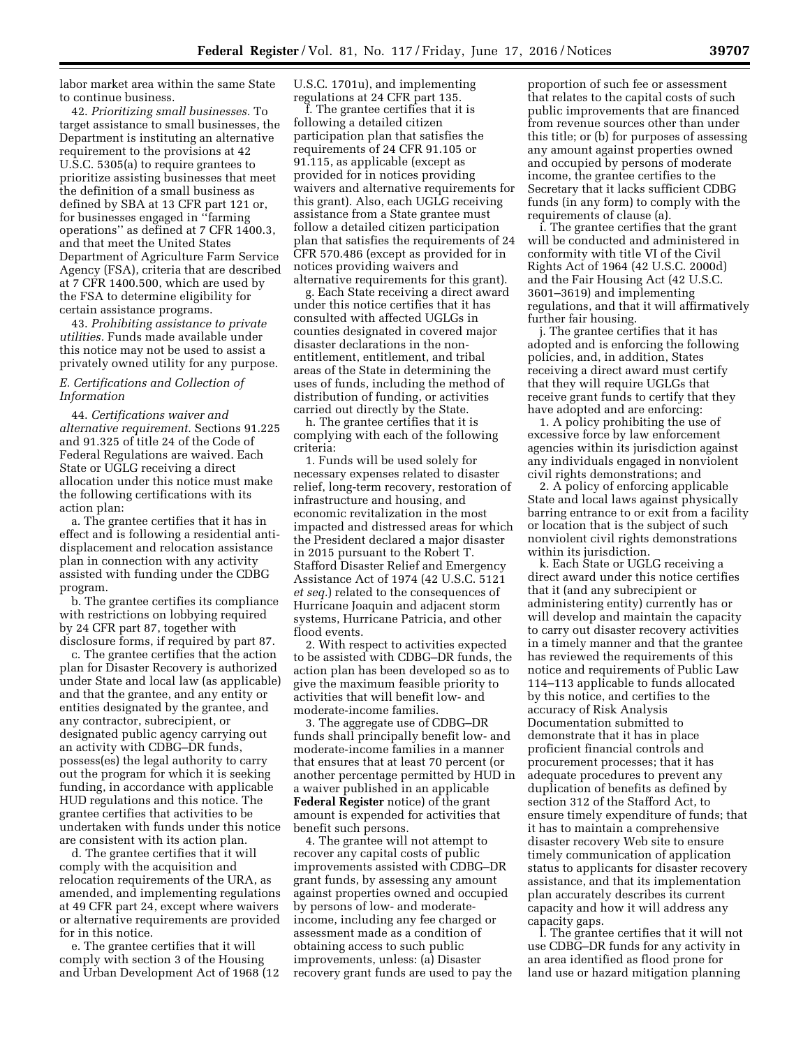labor market area within the same State to continue business.

42. *Prioritizing small businesses.* To target assistance to small businesses, the Department is instituting an alternative requirement to the provisions at 42 U.S.C. 5305(a) to require grantees to prioritize assisting businesses that meet the definition of a small business as defined by SBA at 13 CFR part 121 or, for businesses engaged in ''farming operations'' as defined at 7 CFR 1400.3, and that meet the United States Department of Agriculture Farm Service Agency (FSA), criteria that are described at 7 CFR 1400.500, which are used by the FSA to determine eligibility for certain assistance programs.

43. *Prohibiting assistance to private utilities.* Funds made available under this notice may not be used to assist a privately owned utility for any purpose.

### *E. Certifications and Collection of Information*

44. *Certifications waiver and alternative requirement.* Sections 91.225 and 91.325 of title 24 of the Code of Federal Regulations are waived. Each State or UGLG receiving a direct allocation under this notice must make the following certifications with its action plan:

a. The grantee certifies that it has in effect and is following a residential anti-displacement and relocation assistance plan in connection with any activity assisted with funding under the CDBG program.

b. The grantee certifies its compliance with restrictions on lobbying required by 24 CFR part 87, together with disclosure forms, if required by part 87.

c. The grantee certifies that the action plan for Disaster Recovery is authorized under State and local law (as applicable) and that the grantee, and any entity or entities designated by the grantee, and any contractor, subrecipient, or designated public agency carrying out an activity with CDBG–DR funds, possess(es) the legal authority to carry out the program for which it is seeking funding, in accordance with applicable HUD regulations and this notice. The grantee certifies that activities to be undertaken with funds under this notice are consistent with its action plan.

d. The grantee certifies that it will comply with the acquisition and relocation requirements of the URA, as amended, and implementing regulations at 49 CFR part 24, except where waivers or alternative requirements are provided for in this notice.

e. The grantee certifies that it will comply with section 3 of the Housing and Urban Development Act of 1968 (12 U.S.C. 1701u), and implementing regulations at 24 CFR part 135.

f. The grantee certifies that it is following a detailed citizen participation plan that satisfies the requirements of 24 CFR 91.105 or 91.115, as applicable (except as provided for in notices providing waivers and alternative requirements for this grant). Also, each UGLG receiving assistance from a State grantee must follow a detailed citizen participation plan that satisfies the requirements of 24 CFR 570.486 (except as provided for in notices providing waivers and alternative requirements for this grant).

g. Each State receiving a direct award under this notice certifies that it has consulted with affected UGLGs in counties designated in covered major disaster declarations in the non-entitlement, entitlement, and tribal areas of the State in determining the uses of funds, including the method of distribution of funding, or activities carried out directly by the State.

h. The grantee certifies that it is complying with each of the following criteria:

1. Funds will be used solely for necessary expenses related to disaster relief, long-term recovery, restoration of infrastructure and housing, and economic revitalization in the most impacted and distressed areas for which the President declared a major disaster in 2015 pursuant to the Robert T. Stafford Disaster Relief and Emergency Assistance Act of 1974 (42 U.S.C. 5121 *et seq.*) related to the consequences of Hurricane Joaquin and adjacent storm systems, Hurricane Patricia, and other flood events.

2. With respect to activities expected to be assisted with CDBG–DR funds, the action plan has been developed so as to give the maximum feasible priority to activities that will benefit low- and moderate-income families.

3. The aggregate use of CDBG–DR funds shall principally benefit low- and moderate-income families in a manner that ensures that at least 70 percent (or another percentage permitted by HUD in a waiver published in an applicable **Federal Register** notice) of the grant amount is expended for activities that benefit such persons.

4. The grantee will not attempt to recover any capital costs of public improvements assisted with CDBG–DR grant funds, by assessing any amount against properties owned and occupied by persons of low- and moderate-income, including any fee charged or assessment made as a condition of obtaining access to such public improvements, unless: (a) Disaster recovery grant funds are used to pay the proportion of such fee or assessment that relates to the capital costs of such public improvements that are financed from revenue sources other than under this title; or (b) for purposes of assessing any amount against properties owned and occupied by persons of moderate income, the grantee certifies to the Secretary that it lacks sufficient CDBG funds (in any form) to comply with the requirements of clause (a).

i. The grantee certifies that the grant will be conducted and administered in conformity with title VI of the Civil Rights Act of 1964 (42 U.S.C. 2000d) and the Fair Housing Act (42 U.S.C. 3601–3619) and implementing regulations, and that it will affirmatively further fair housing.

j. The grantee certifies that it has adopted and is enforcing the following policies, and, in addition, States receiving a direct award must certify that they will require UGLGs that receive grant funds to certify that they have adopted and are enforcing:

1. A policy prohibiting the use of excessive force by law enforcement agencies within its jurisdiction against any individuals engaged in nonviolent civil rights demonstrations; and

2. A policy of enforcing applicable State and local laws against physically barring entrance to or exit from a facility or location that is the subject of such nonviolent civil rights demonstrations within its jurisdiction.

k. Each State or UGLG receiving a direct award under this notice certifies that it (and any subrecipient or administering entity) currently has or will develop and maintain the capacity to carry out disaster recovery activities in a timely manner and that the grantee has reviewed the requirements of this notice and requirements of Public Law 114–113 applicable to funds allocated by this notice, and certifies to the accuracy of Risk Analysis Documentation submitted to demonstrate that it has in place proficient financial controls and procurement processes; that it has adequate procedures to prevent any duplication of benefits as defined by section 312 of the Stafford Act, to ensure timely expenditure of funds; that it has to maintain a comprehensive disaster recovery Web site to ensure timely communication of application status to applicants for disaster recovery assistance, and that its implementation plan accurately describes its current capacity and how it will address any capacity gaps.

l. The grantee certifies that it will not use CDBG–DR funds for any activity in an area identified as flood prone for land use or hazard mitigation planning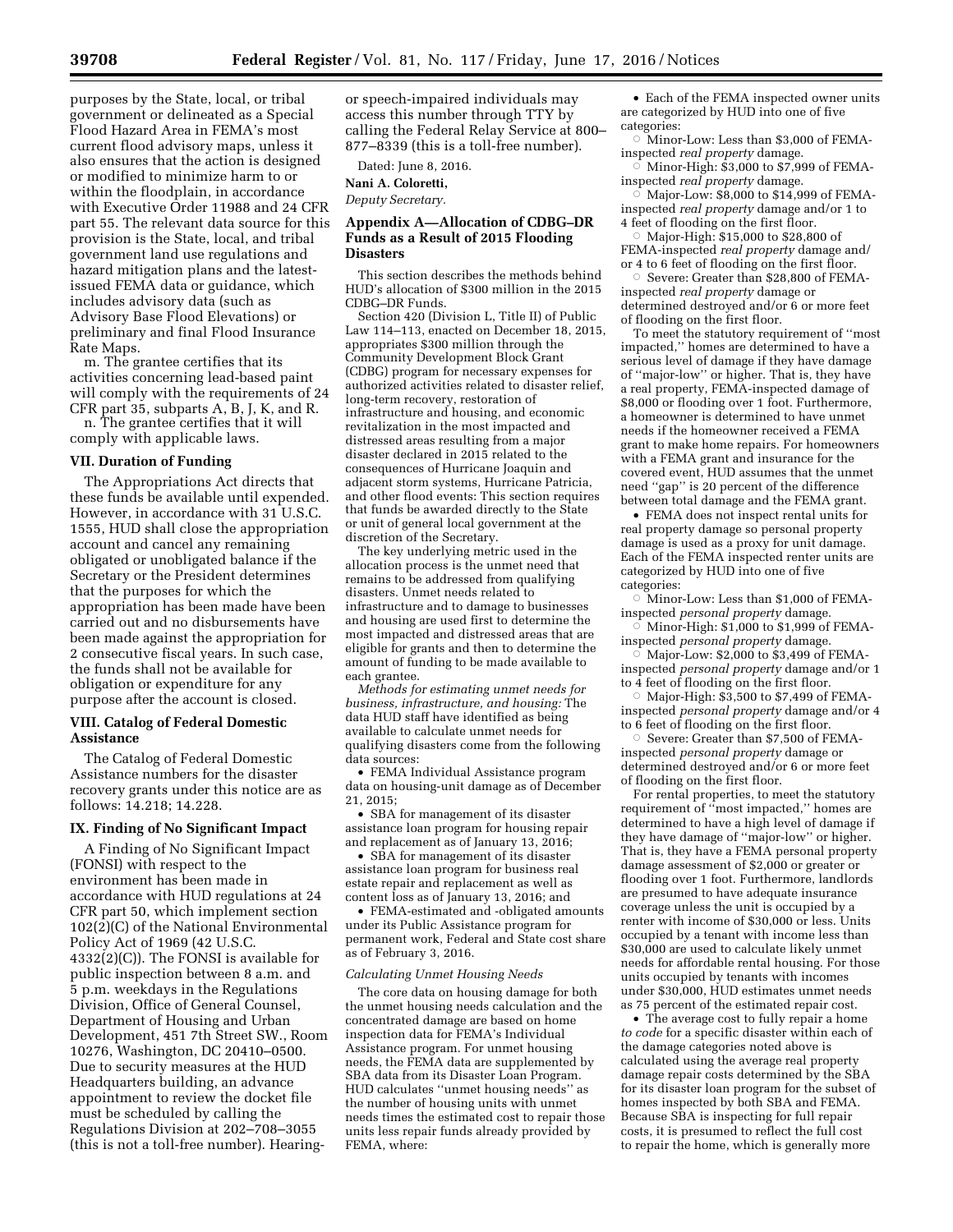purposes by the State, local, or tribal government or delineated as a Special Flood Hazard Area in FEMA's most current flood advisory maps, unless it also ensures that the action is designed or modified to minimize harm to or within the floodplain, in accordance with Executive Order 11988 and 24 CFR part 55. The relevant data source for this provision is the State, local, and tribal government land use regulations and hazard mitigation plans and the latest-issued FEMA data or guidance, which includes advisory data (such as Advisory Base Flood Elevations) or preliminary and final Flood Insurance Rate Maps.

m. The grantee certifies that its activities concerning lead-based paint will comply with the requirements of 24 CFR part 35, subparts A, B, J, K, and R.

n. The grantee certifies that it will comply with applicable laws.

## VII. Duration of Funding

The Appropriations Act directs that these funds be available until expended. However, in accordance with 31 U.S.C. 1555, HUD shall close the appropriation account and cancel any remaining obligated or unobligated balance if the Secretary or the President determines that the purposes for which the appropriation has been made have been carried out and no disbursements have been made against the appropriation for 2 consecutive fiscal years. In such case, the funds shall not be available for obligation or expenditure for any purpose after the account is closed.

## VIII. Catalog of Federal Domestic Assistance

The Catalog of Federal Domestic Assistance numbers for the disaster recovery grants under this notice are as follows: 14.218; 14.228.

## IX. Finding of No Significant Impact

A Finding of No Significant Impact (FONSI) with respect to the environment has been made in accordance with HUD regulations at 24 CFR part 50, which implement section 102(2)(C) of the National Environmental Policy Act of 1969 (42 U.S.C. 4332(2)(C)). The FONSI is available for public inspection between 8 a.m. and 5 p.m. weekdays in the Regulations Division, Office of General Counsel, Department of Housing and Urban Development, 451 7th Street SW., Room 10276, Washington, DC 20410–0500. Due to security measures at the HUD Headquarters building, an advance appointment to review the docket file must be scheduled by calling the Regulations Division at 202–708–3055 (this is not a toll-free number). Hearing- or speech-impaired individuals may access this number through TTY by calling the Federal Relay Service at 800–877–8339 (this is a toll-free number).

Dated: June 8, 2016.

**Nani A. Coloretti,**

*Deputy Secretary.*

## Appendix A—Allocation of CDBG–DR Funds as a Result of 2015 Flooding Disasters

This section describes the methods behind HUD's allocation of $300 million in the 2015 CDBG–DR Funds.

Section 420 (Division L, Title II) of Public Law 114–113, enacted on December 18, 2015, appropriates $300 million through the Community Development Block Grant (CDBG) program for necessary expenses for authorized activities related to disaster relief, long-term recovery, restoration of infrastructure and housing, and economic revitalization in the most impacted and distressed areas resulting from a major disaster declared in 2015 related to the consequences of Hurricane Joaquin and adjacent storm systems, Hurricane Patricia, and other flood events: This section requires that funds be awarded directly to the State or unit of general local government at the discretion of the Secretary.

The key underlying metric used in the allocation process is the unmet need that remains to be addressed from qualifying disasters. Unmet needs related to infrastructure and to damage to businesses and housing are used first to determine the most impacted and distressed areas that are eligible for grants and then to determine the amount of funding to be made available to each grantee.

*Methods for estimating unmet needs for business, infrastructure, and housing:* The data HUD staff have identified as being available to calculate unmet needs for qualifying disasters come from the following data sources:

- FEMA Individual Assistance program data on housing-unit damage as of December 21, 2015;
- SBA for management of its disaster assistance loan program for housing repair and replacement as of January 13, 2016;
- SBA for management of its disaster assistance loan program for business real estate repair and replacement as well as content loss as of January 13, 2016; and
- FEMA-estimated and -obligated amounts under its Public Assistance program for permanent work, Federal and State cost share as of February 3, 2016.

*Calculating Unmet Housing Needs*

The core data on housing damage for both the unmet housing needs calculation and the concentrated damage are based on home inspection data for FEMA's Individual Assistance program. For unmet housing needs, the FEMA data are supplemented by SBA data from its Disaster Loan Program. HUD calculates "unmet housing needs" as the number of housing units with unmet needs times the estimated cost to repair those units less repair funds already provided by FEMA, where:

- Each of the FEMA inspected owner units are categorized by HUD into one of five categories:
  - Minor-Low: Less than $3,000 of FEMA-inspected *real property* damage.
  - Minor-High: $3,000 to $7,999 of FEMA-inspected *real property* damage.
  - Major-Low: $8,000 to $14,999 of FEMA-inspected *real property* damage and/or 1 to 4 feet of flooding on the first floor.
  - Major-High: $15,000 to $28,800 of FEMA-inspected *real property* damage and/or 4 to 6 feet of flooding on the first floor.
  - Severe: Greater than $28,800 of FEMA-inspected *real property* damage or determined destroyed and/or 6 or more feet of flooding on the first floor.

To meet the statutory requirement of "most impacted," homes are determined to have a serious level of damage if they have damage of "major-low" or higher. That is, they have a real property, FEMA-inspected damage of $8,000 or flooding over 1 foot. Furthermore, a homeowner is determined to have unmet needs if the homeowner received a FEMA grant to make home repairs. For homeowners with a FEMA grant and insurance for the covered event, HUD assumes that the unmet need "gap" is 20 percent of the difference between total damage and the FEMA grant.

- FEMA does not inspect rental units for real property damage so personal property damage is used as a proxy for unit damage. Each of the FEMA inspected renter units are categorized by HUD into one of five categories:
  - Minor-Low: Less than $1,000 of FEMA-inspected *personal property* damage.
  - Minor-High: $1,000 to $1,999 of FEMA-inspected *personal property* damage.
  - Major-Low: $2,000 to $3,499 of FEMA-inspected *personal property* damage and/or 1 to 4 feet of flooding on the first floor.
  - Major-High: $3,500 to $7,499 of FEMA-inspected *personal property* damage and/or 4 to 6 feet of flooding on the first floor.
  - Severe: Greater than $7,500 of FEMA-inspected *personal property* damage or determined destroyed and/or 6 or more feet of flooding on the first floor.

For rental properties, to meet the statutory requirement of "most impacted," homes are determined to have a high level of damage if they have damage of "major-low" or higher. That is, they have a FEMA personal property damage assessment of $2,000 or greater or flooding over 1 foot. Furthermore, landlords are presumed to have adequate insurance coverage unless the unit is occupied by a renter with income of $30,000 or less. Units occupied by a tenant with income less than $30,000 are used to calculate likely unmet needs for affordable rental housing. For those units occupied by tenants with incomes under $30,000, HUD estimates unmet needs as 75 percent of the estimated repair cost.

- The average cost to fully repair a home *to code* for a specific disaster within each of the damage categories noted above is calculated using the average real property damage repair costs determined by the SBA for its disaster loan program for the subset of homes inspected by both SBA and FEMA. Because SBA is inspecting for full repair costs, it is presumed to reflect the full cost to repair the home, which is generally more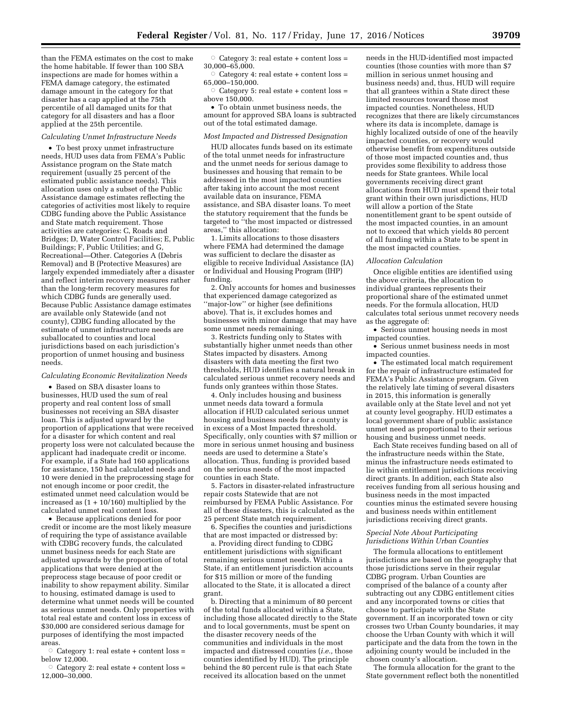than the FEMA estimates on the cost to make the home habitable. If fewer than 100 SBA inspections are made for homes within a FEMA damage category, the estimated damage amount in the category for that disaster has a cap applied at the 75th percentile of all damaged units for that category for all disasters and has a floor applied at the 25th percentile.

*Calculating Unmet Infrastructure Needs*

- To best proxy unmet infrastructure needs, HUD uses data from FEMA's Public Assistance program on the State match requirement (usually 25 percent of the estimated public assistance needs). This allocation uses only a subset of the Public Assistance damage estimates reflecting the categories of activities most likely to require CDBG funding above the Public Assistance and State match requirement. Those activities are categories: C, Roads and Bridges; D, Water Control Facilities; E, Public Buildings; F, Public Utilities; and G, Recreational—Other. Categories A (Debris Removal) and B (Protective Measures) are largely expended immediately after a disaster and reflect interim recovery measures rather than the long-term recovery measures for which CDBG funds are generally used. Because Public Assistance damage estimates are available only Statewide (and not county), CDBG funding allocated by the estimate of unmet infrastructure needs are suballocated to counties and local jurisdictions based on each jurisdiction's proportion of unmet housing and business needs.

*Calculating Economic Revitalization Needs*

- Based on SBA disaster loans to businesses, HUD used the sum of real property and real content loss of small businesses not receiving an SBA disaster loan. This is adjusted upward by the proportion of applications that were received for a disaster for which content and real property loss were not calculated because the applicant had inadequate credit or income. For example, if a State had 160 applications for assistance, 150 had calculated needs and 10 were denied in the preprocessing stage for not enough income or poor credit, the estimated unmet need calculation would be increased as (1 + 10/160) multiplied by the calculated unmet real content loss.
- Because applications denied for poor credit or income are the most likely measure of requiring the type of assistance available with CDBG recovery funds, the calculated unmet business needs for each State are adjusted upwards by the proportion of total applications that were denied at the preprocess stage because of poor credit or inability to show repayment ability. Similar to housing, estimated damage is used to determine what unmet needs will be counted as serious unmet needs. Only properties with total real estate and content loss in excess of $30,000 are considered serious damage for purposes of identifying the most impacted areas.
  - Category 1: real estate + content loss = below 12,000.
  - Category 2: real estate + content loss = 12,000–30,000.
  - Category 3: real estate + content loss = 30,000–65,000.
  - Category 4: real estate + content loss = 65,000–150,000.
  - Category 5: real estate + content loss = above 150,000.
- To obtain unmet business needs, the amount for approved SBA loans is subtracted out of the total estimated damage.

*Most Impacted and Distressed Designation*

HUD allocates funds based on its estimate of the total unmet needs for infrastructure and the unmet needs for serious damage to businesses and housing that remain to be addressed in the most impacted counties after taking into account the most recent available data on insurance, FEMA assistance, and SBA disaster loans. To meet the statutory requirement that the funds be targeted to "the most impacted or distressed areas," this allocation:

1. Limits allocations to those disasters where FEMA had determined the damage was sufficient to declare the disaster as eligible to receive Individual Assistance (IA) or Individual and Housing Program (IHP) funding.
2. Only accounts for homes and businesses that experienced damage categorized as "major-low" or higher (see definitions above). That is, it excludes homes and businesses with minor damage that may have some unmet needs remaining.
3. Restricts funding only to States with substantially higher unmet needs than other States impacted by disasters. Among disasters with data meeting the first two thresholds, HUD identifies a natural break in calculated serious unmet recovery needs and funds only grantees within those States.
4. Only includes housing and business unmet needs data toward a formula allocation if HUD calculated serious unmet housing and business needs for a county is in excess of a Most Impacted threshold. Specifically, only counties with $7 million or more in serious unmet housing and business needs are used to determine a State's allocation. Thus, funding is provided based on the serious needs of the most impacted counties in each State.
5. Factors in disaster-related infrastructure repair costs Statewide that are not reimbursed by FEMA Public Assistance. For all of these disasters, this is calculated as the 25 percent State match requirement.
6. Specifies the counties and jurisdictions that are most impacted or distressed by:

   a. Providing direct funding to CDBG entitlement jurisdictions with significant remaining serious unmet needs. Within a State, if an entitlement jurisdiction accounts for $15 million or more of the funding allocated to the State, it is allocated a direct grant.

   b. Directing that a minimum of 80 percent of the total funds allocated within a State, including those allocated directly to the State and to local governments, must be spent on the disaster recovery needs of the communities and individuals in the most impacted and distressed counties (*i.e.,* those counties identified by HUD). The principle behind the 80 percent rule is that each State received its allocation based on the unmet needs in the HUD-identified most impacted counties (those counties with more than $7 million in serious unmet housing and business needs) and, thus, HUD will require that all grantees within a State direct these limited resources toward those most impacted counties. Nonetheless, HUD recognizes that there are likely circumstances where its data is incomplete, damage is highly localized outside of one of the heavily impacted counties, or recovery would otherwise benefit from expenditures outside of those most impacted counties and, thus provides some flexibility to address those needs for State grantees. While local governments receiving direct grant allocations from HUD must spend their total grant within their own jurisdictions, HUD will allow a portion of the State nonentitlement grant to be spent outside of the most impacted counties, in an amount not to exceed that which yields 80 percent of all funding within a State to be spent in the most impacted counties.

*Allocation Calculation*

Once eligible entities are identified using the above criteria, the allocation to individual grantees represents their proportional share of the estimated unmet needs. For the formula allocation, HUD calculates total serious unmet recovery needs as the aggregate of:

- Serious unmet housing needs in most impacted counties.
- Serious unmet business needs in most impacted counties.
- The estimated local match requirement for the repair of infrastructure estimated for FEMA's Public Assistance program. Given the relatively late timing of several disasters in 2015, this information is generally available only at the State level and not yet at county level geography. HUD estimates a local government share of public assistance unmet need as proportional to their serious housing and business unmet needs.

Each State receives funding based on all of the infrastructure needs within the State, minus the infrastructure needs estimated to lie within entitlement jurisdictions receiving direct grants. In addition, each State also receives funding from all serious housing and business needs in the most impacted counties minus the estimated severe housing and business needs within entitlement jurisdictions receiving direct grants.

*Special Note About Participating Jurisdictions Within Urban Counties*

The formula allocations to entitlement jurisdictions are based on the geography that those jurisdictions serve in their regular CDBG program. Urban Counties are comprised of the balance of a county after subtracting out any CDBG entitlement cities and any incorporated towns or cities that choose to participate with the State government. If an incorporated town or city crosses two Urban County boundaries, it may choose the Urban County with which it will participate and the data from the town in the adjoining county would be included in the chosen county's allocation.

The formula allocation for the grant to the State government reflect both the nonentitled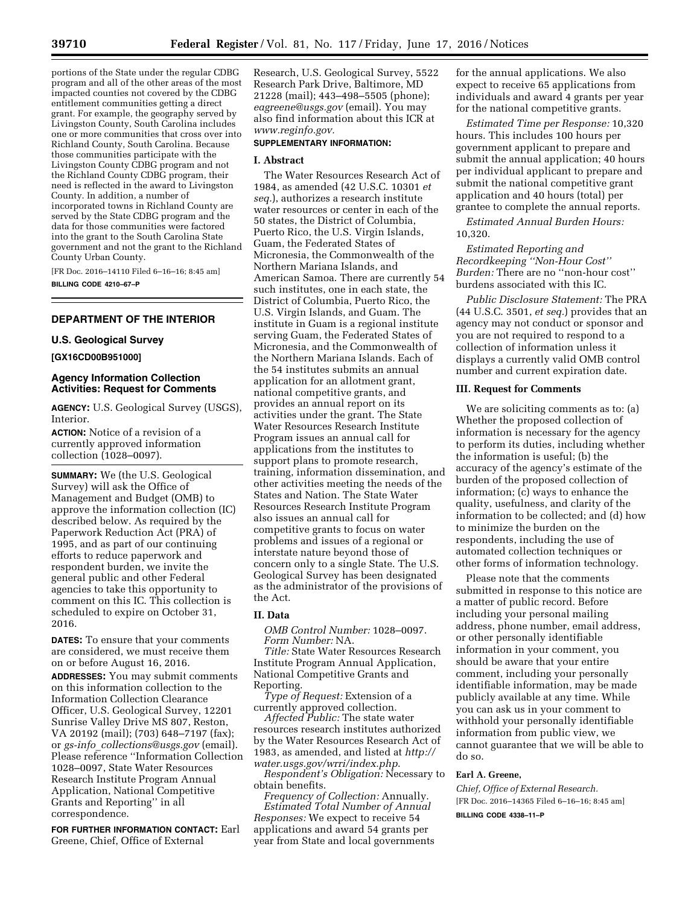portions of the State under the regular CDBG program and all of the other areas of the most impacted counties not covered by the CDBG entitlement communities getting a direct grant. For example, the geography served by Livingston County, South Carolina includes one or more communities that cross over into Richland County, South Carolina. Because those communities participate with the Livingston County CDBG program and not the Richland County CDBG program, their need is reflected in the award to Livingston County. In addition, a number of incorporated towns in Richland County are served by the State CDBG program and the data for those communities were factored into the grant to the South Carolina State government and not the grant to the Richland County Urban County.

[FR Doc. 2016–14110 Filed 6–16–16; 8:45 am]

**BILLING CODE 4210–67–P**

## DEPARTMENT OF THE INTERIOR

### U.S. Geological Survey

**[GX16CD00B951000]**

### Agency Information Collection Activities: Request for Comments

**AGENCY:** U.S. Geological Survey (USGS), Interior.

**ACTION:** Notice of a revision of a currently approved information collection (1028–0097).

**SUMMARY:** We (the U.S. Geological Survey) will ask the Office of Management and Budget (OMB) to approve the information collection (IC) described below. As required by the Paperwork Reduction Act (PRA) of 1995, and as part of our continuing efforts to reduce paperwork and respondent burden, we invite the general public and other Federal agencies to take this opportunity to comment on this IC. This collection is scheduled to expire on October 31, 2016.

**DATES:** To ensure that your comments are considered, we must receive them on or before August 16, 2016.

**ADDRESSES:** You may submit comments on this information collection to the Information Collection Clearance Officer, U.S. Geological Survey, 12201 Sunrise Valley Drive MS 807, Reston, VA 20192 (mail); (703) 648–7197 (fax); or *gs-info_collections@usgs.gov* (email). Please reference ''Information Collection 1028–0097, State Water Resources Research Institute Program Annual Application, National Competitive Grants and Reporting'' in all correspondence.

**FOR FURTHER INFORMATION CONTACT:** Earl Greene, Chief, Office of External Research, U.S. Geological Survey, 5522 Research Park Drive, Baltimore, MD 21228 (mail); 443–498–5505 (phone); *eagreene@usgs.gov* (email). You may also find information about this ICR at *www.reginfo.gov.*

**SUPPLEMENTARY INFORMATION:**

**I. Abstract**

The Water Resources Research Act of 1984, as amended (42 U.S.C. 10301 *et seq.*), authorizes a research institute water resources or center in each of the 50 states, the District of Columbia, Puerto Rico, the U.S. Virgin Islands, Guam, the Federated States of Micronesia, the Commonwealth of the Northern Mariana Islands, and American Samoa. There are currently 54 such institutes, one in each state, the District of Columbia, Puerto Rico, the U.S. Virgin Islands, and Guam. The institute in Guam is a regional institute serving Guam, the Federated States of Micronesia, and the Commonwealth of the Northern Mariana Islands. Each of the 54 institutes submits an annual application for an allotment grant, national competitive grants, and provides an annual report on its activities under the grant. The State Water Resources Research Institute Program issues an annual call for applications from the institutes to support plans to promote research, training, information dissemination, and other activities meeting the needs of the States and Nation. The State Water Resources Research Institute Program also issues an annual call for competitive grants to focus on water problems and issues of a regional or interstate nature beyond those of concern only to a single State. The U.S. Geological Survey has been designated as the administrator of the provisions of the Act.

**II. Data**

*OMB Control Number:* 1028–0097.

*Form Number:* NA.

*Title:* State Water Resources Research Institute Program Annual Application, National Competitive Grants and Reporting.

*Type of Request:* Extension of a currently approved collection.

*Affected Public:* The state water resources research institutes authorized by the Water Resources Research Act of 1983, as amended, and listed at *http://water.usgs.gov/wrri/index.php.*

*Respondent's Obligation:* Necessary to obtain benefits.

*Frequency of Collection:* Annually.

*Estimated Total Number of Annual Responses:* We expect to receive 54 applications and award 54 grants per year from State and local governments for the annual applications. We also expect to receive 65 applications from individuals and award 4 grants per year for the national competitive grants.

*Estimated Time per Response:* 10,320 hours. This includes 100 hours per government applicant to prepare and submit the annual application; 40 hours per individual applicant to prepare and submit the national competitive grant application and 40 hours (total) per grantee to complete the annual reports.

*Estimated Annual Burden Hours:* 10,320.

*Estimated Reporting and Recordkeeping ''Non-Hour Cost'' Burden:* There are no ''non-hour cost'' burdens associated with this IC.

*Public Disclosure Statement:* The PRA (44 U.S.C. 3501, *et seq.*) provides that an agency may not conduct or sponsor and you are not required to respond to a collection of information unless it displays a currently valid OMB control number and current expiration date.

**III. Request for Comments**

We are soliciting comments as to: (a) Whether the proposed collection of information is necessary for the agency to perform its duties, including whether the information is useful; (b) the accuracy of the agency's estimate of the burden of the proposed collection of information; (c) ways to enhance the quality, usefulness, and clarity of the information to be collected; and (d) how to minimize the burden on the respondents, including the use of automated collection techniques or other forms of information technology.

Please note that the comments submitted in response to this notice are a matter of public record. Before including your personal mailing address, phone number, email address, or other personally identifiable information in your comment, you should be aware that your entire comment, including your personally identifiable information, may be made publicly available at any time. While you can ask us in your comment to withhold your personally identifiable information from public view, we cannot guarantee that we will be able to do so.

**Earl A. Greene,**

*Chief, Office of External Research.*

[FR Doc. 2016–14365 Filed 6–16–16; 8:45 am]

**BILLING CODE 4338–11–P**